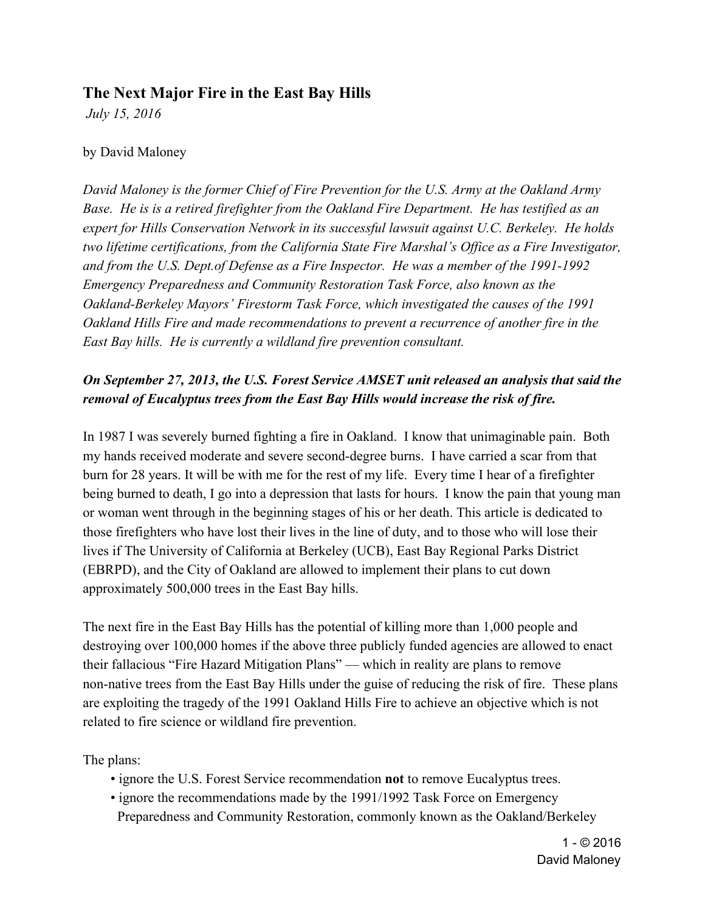# The Next Major Fire in the East Bay Hills

*July 15, 2016*

by David Maloney

*David Maloney is the former Chief of Fire Prevention for the U.S. Army at the Oakland Army Base. He is is a retired firefighter from the Oakland Fire Department. He has testified as an expert for Hills Conservation Network in its successful lawsuit against U.C. Berkeley. He holds two lifetime certifications, from the California State Fire Marshal's Office as a Fire Investigator, and from the U.S. Dept.of Defense as a Fire Inspector. He was a member of the 1991-1992 Emergency Preparedness and Community Restoration Task Force, also known as the Oakland-Berkeley Mayors' Firestorm Task Force, which investigated the causes of the 1991 Oakland Hills Fire and made recommendations to prevent a recurrence of another fire in the East Bay hills. He is currently a wildland fire prevention consultant.*

***On September 27, 2013, the U.S. Forest Service AMSET unit released an analysis that said the removal of Eucalyptus trees from the East Bay Hills would increase the risk of fire.***

In 1987 I was severely burned fighting a fire in Oakland. I know that unimaginable pain. Both my hands received moderate and severe second-degree burns. I have carried a scar from that burn for 28 years. It will be with me for the rest of my life. Every time I hear of a firefighter being burned to death, I go into a depression that lasts for hours. I know the pain that young man or woman went through in the beginning stages of his or her death. This article is dedicated to those firefighters who have lost their lives in the line of duty, and to those who will lose their lives if The University of California at Berkeley (UCB), East Bay Regional Parks District (EBRPD), and the City of Oakland are allowed to implement their plans to cut down approximately 500,000 trees in the East Bay hills.

The next fire in the East Bay Hills has the potential of killing more than 1,000 people and destroying over 100,000 homes if the above three publicly funded agencies are allowed to enact their fallacious "Fire Hazard Mitigation Plans" — which in reality are plans to remove non-native trees from the East Bay Hills under the guise of reducing the risk of fire. These plans are exploiting the tragedy of the 1991 Oakland Hills Fire to achieve an objective which is not related to fire science or wildland fire prevention.

The plans:

- ignore the U.S. Forest Service recommendation **not** to remove Eucalyptus trees.
- ignore the recommendations made by the 1991/1992 Task Force on Emergency Preparedness and Community Restoration, commonly known as the Oakland/Berkeley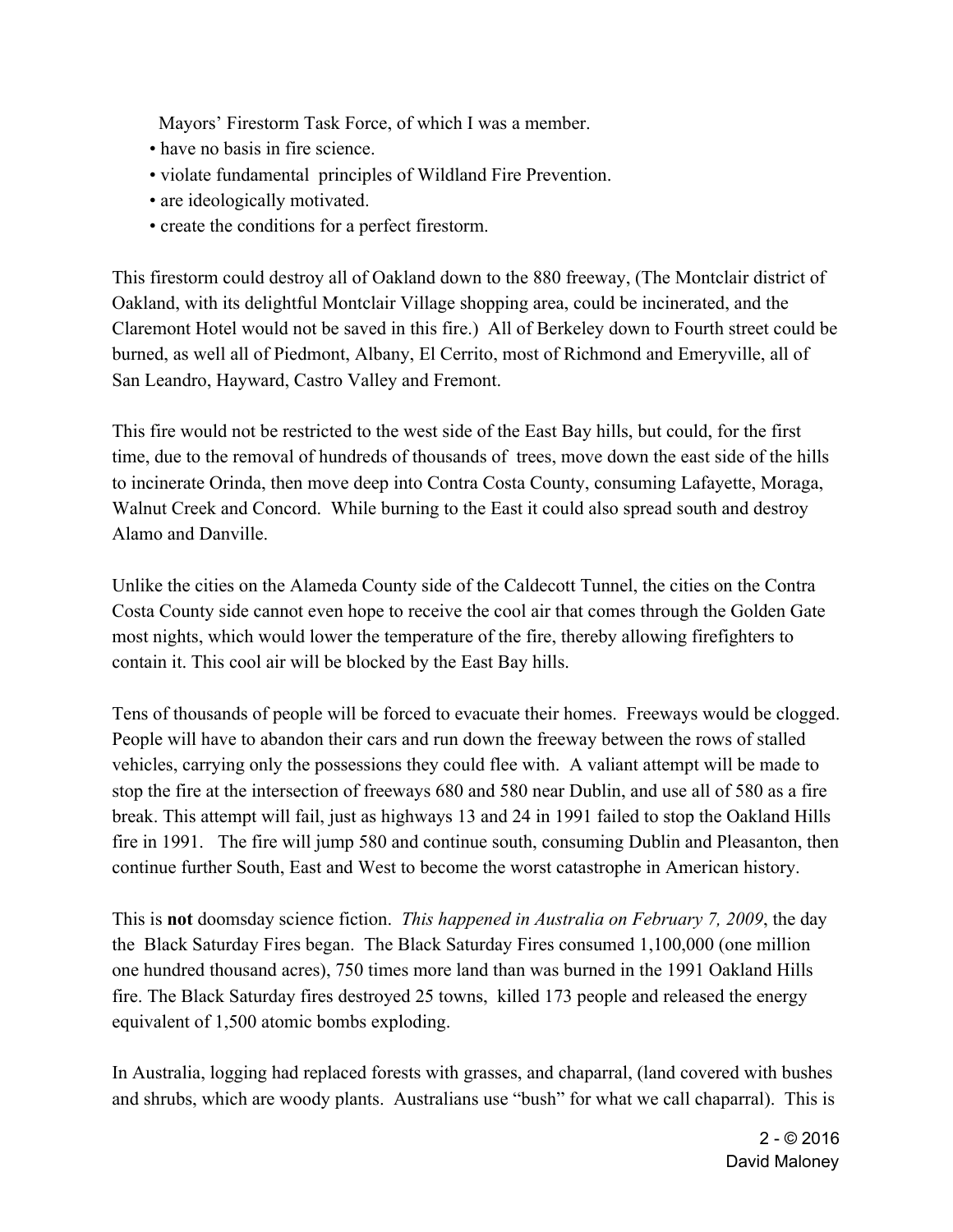Mayors' Firestorm Task Force, of which I was a member.

- have no basis in fire science.
- violate fundamental principles of Wildland Fire Prevention.
- are ideologically motivated.
- create the conditions for a perfect firestorm.

This firestorm could destroy all of Oakland down to the 880 freeway, (The Montclair district of Oakland, with its delightful Montclair Village shopping area, could be incinerated, and the Claremont Hotel would not be saved in this fire.) All of Berkeley down to Fourth street could be burned, as well all of Piedmont, Albany, El Cerrito, most of Richmond and Emeryville, all of San Leandro, Hayward, Castro Valley and Fremont.

This fire would not be restricted to the west side of the East Bay hills, but could, for the first time, due to the removal of hundreds of thousands of trees, move down the east side of the hills to incinerate Orinda, then move deep into Contra Costa County, consuming Lafayette, Moraga, Walnut Creek and Concord. While burning to the East it could also spread south and destroy Alamo and Danville.

Unlike the cities on the Alameda County side of the Caldecott Tunnel, the cities on the Contra Costa County side cannot even hope to receive the cool air that comes through the Golden Gate most nights, which would lower the temperature of the fire, thereby allowing firefighters to contain it. This cool air will be blocked by the East Bay hills.

Tens of thousands of people will be forced to evacuate their homes. Freeways would be clogged. People will have to abandon their cars and run down the freeway between the rows of stalled vehicles, carrying only the possessions they could flee with. A valiant attempt will be made to stop the fire at the intersection of freeways 680 and 580 near Dublin, and use all of 580 as a fire break. This attempt will fail, just as highways 13 and 24 in 1991 failed to stop the Oakland Hills fire in 1991. The fire will jump 580 and continue south, consuming Dublin and Pleasanton, then continue further South, East and West to become the worst catastrophe in American history.

This is **not** doomsday science fiction. *This happened in Australia on February 7, 2009*, the day the Black Saturday Fires began. The Black Saturday Fires consumed 1,100,000 (one million one hundred thousand acres), 750 times more land than was burned in the 1991 Oakland Hills fire. The Black Saturday fires destroyed 25 towns, killed 173 people and released the energy equivalent of 1,500 atomic bombs exploding.

In Australia, logging had replaced forests with grasses, and chaparral, (land covered with bushes and shrubs, which are woody plants. Australians use "bush" for what we call chaparral). This is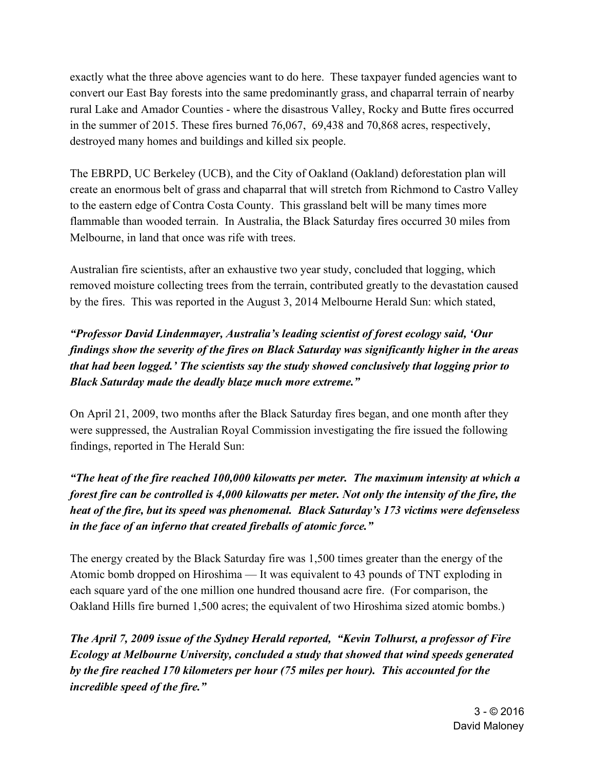exactly what the three above agencies want to do here. These taxpayer funded agencies want to convert our East Bay forests into the same predominantly grass, and chaparral terrain of nearby rural Lake and Amador Counties - where the disastrous Valley, Rocky and Butte fires occurred in the summer of 2015. These fires burned 76,067, 69,438 and 70,868 acres, respectively, destroyed many homes and buildings and killed six people.

The EBRPD, UC Berkeley (UCB), and the City of Oakland (Oakland) deforestation plan will create an enormous belt of grass and chaparral that will stretch from Richmond to Castro Valley to the eastern edge of Contra Costa County. This grassland belt will be many times more flammable than wooded terrain. In Australia, the Black Saturday fires occurred 30 miles from Melbourne, in land that once was rife with trees.

Australian fire scientists, after an exhaustive two year study, concluded that logging, which removed moisture collecting trees from the terrain, contributed greatly to the devastation caused by the fires. This was reported in the August 3, 2014 Melbourne Herald Sun: which stated,

***"Professor David Lindenmayer, Australia's leading scientist of forest ecology said, 'Our findings show the severity of the fires on Black Saturday was significantly higher in the areas that had been logged.' The scientists say the study showed conclusively that logging prior to Black Saturday made the deadly blaze much more extreme."***

On April 21, 2009, two months after the Black Saturday fires began, and one month after they were suppressed, the Australian Royal Commission investigating the fire issued the following findings, reported in The Herald Sun:

***"The heat of the fire reached 100,000 kilowatts per meter. The maximum intensity at which a forest fire can be controlled is 4,000 kilowatts per meter. Not only the intensity of the fire, the heat of the fire, but its speed was phenomenal. Black Saturday's 173 victims were defenseless in the face of an inferno that created fireballs of atomic force."***

The energy created by the Black Saturday fire was 1,500 times greater than the energy of the Atomic bomb dropped on Hiroshima — It was equivalent to 43 pounds of TNT exploding in each square yard of the one million one hundred thousand acre fire. (For comparison, the Oakland Hills fire burned 1,500 acres; the equivalent of two Hiroshima sized atomic bombs.)

***The April 7, 2009 issue of the Sydney Herald reported, "Kevin Tolhurst, a professor of Fire Ecology at Melbourne University, concluded a study that showed that wind speeds generated by the fire reached 170 kilometers per hour (75 miles per hour). This accounted for the incredible speed of the fire."***

3 - © 2016 David Maloney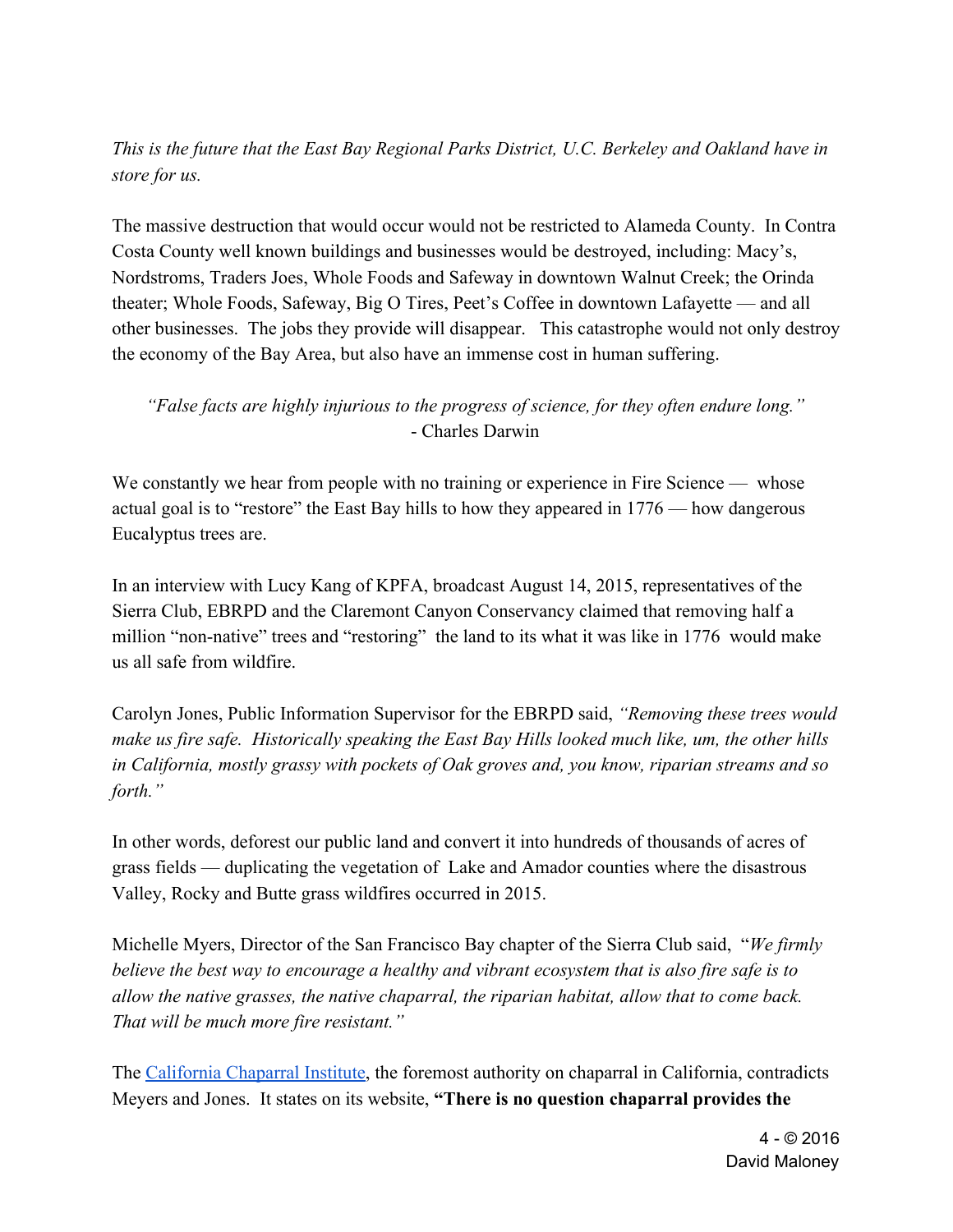*This is the future that the East Bay Regional Parks District, U.C. Berkeley and Oakland have in store for us.*

The massive destruction that would occur would not be restricted to Alameda County. In Contra Costa County well known buildings and businesses would be destroyed, including: Macy's, Nordstroms, Traders Joes, Whole Foods and Safeway in downtown Walnut Creek; the Orinda theater; Whole Foods, Safeway, Big O Tires, Peet's Coffee in downtown Lafayette — and all other businesses. The jobs they provide will disappear. This catastrophe would not only destroy the economy of the Bay Area, but also have an immense cost in human suffering.

*"False facts are highly injurious to the progress of science, for they often endure long."*
- Charles Darwin

We constantly we hear from people with no training or experience in Fire Science — whose actual goal is to "restore" the East Bay hills to how they appeared in 1776 — how dangerous Eucalyptus trees are.

In an interview with Lucy Kang of KPFA, broadcast August 14, 2015, representatives of the Sierra Club, EBRPD and the Claremont Canyon Conservancy claimed that removing half a million "non-native" trees and "restoring" the land to its what it was like in 1776 would make us all safe from wildfire.

Carolyn Jones, Public Information Supervisor for the EBRPD said, *"Removing these trees would make us fire safe. Historically speaking the East Bay Hills looked much like, um, the other hills in California, mostly grassy with pockets of Oak groves and, you know, riparian streams and so forth."*

In other words, deforest our public land and convert it into hundreds of thousands of acres of grass fields — duplicating the vegetation of Lake and Amador counties where the disastrous Valley, Rocky and Butte grass wildfires occurred in 2015.

Michelle Myers, Director of the San Francisco Bay chapter of the Sierra Club said, "*We firmly believe the best way to encourage a healthy and vibrant ecosystem that is also fire safe is to allow the native grasses, the native chaparral, the riparian habitat, allow that to come back. That will be much more fire resistant."*

The California Chaparral Institute, the foremost authority on chaparral in California, contradicts Meyers and Jones. It states on its website, **"There is no question chaparral provides the**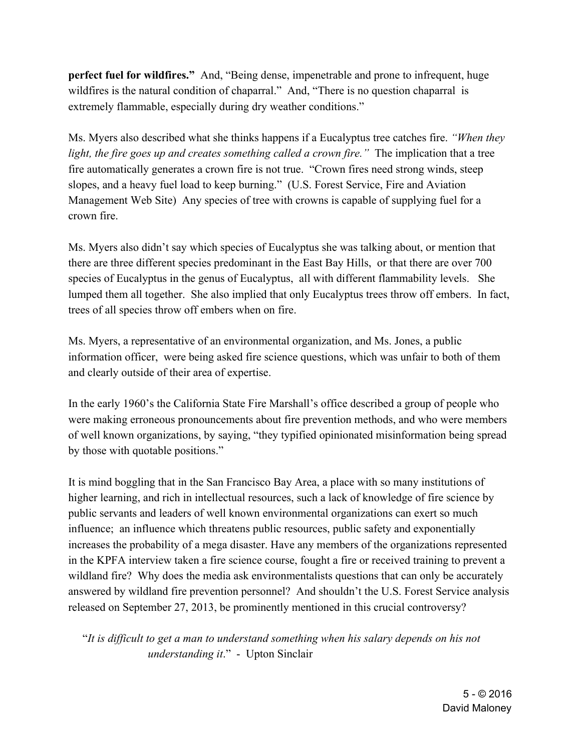**perfect fuel for wildfires."** And, "Being dense, impenetrable and prone to infrequent, huge wildfires is the natural condition of chaparral." And, "There is no question chaparral is extremely flammable, especially during dry weather conditions."

Ms. Myers also described what she thinks happens if a Eucalyptus tree catches fire. *"When they light, the fire goes up and creates something called a crown fire."* The implication that a tree fire automatically generates a crown fire is not true. "Crown fires need strong winds, steep slopes, and a heavy fuel load to keep burning." (U.S. Forest Service, Fire and Aviation Management Web Site) Any species of tree with crowns is capable of supplying fuel for a crown fire.

Ms. Myers also didn't say which species of Eucalyptus she was talking about, or mention that there are three different species predominant in the East Bay Hills, or that there are over 700 species of Eucalyptus in the genus of Eucalyptus, all with different flammability levels. She lumped them all together. She also implied that only Eucalyptus trees throw off embers. In fact, trees of all species throw off embers when on fire.

Ms. Myers, a representative of an environmental organization, and Ms. Jones, a public information officer, were being asked fire science questions, which was unfair to both of them and clearly outside of their area of expertise.

In the early 1960's the California State Fire Marshall's office described a group of people who were making erroneous pronouncements about fire prevention methods, and who were members of well known organizations, by saying, "they typified opinionated misinformation being spread by those with quotable positions."

It is mind boggling that in the San Francisco Bay Area, a place with so many institutions of higher learning, and rich in intellectual resources, such a lack of knowledge of fire science by public servants and leaders of well known environmental organizations can exert so much influence; an influence which threatens public resources, public safety and exponentially increases the probability of a mega disaster. Have any members of the organizations represented in the KPFA interview taken a fire science course, fought a fire or received training to prevent a wildland fire? Why does the media ask environmentalists questions that can only be accurately answered by wildland fire prevention personnel? And shouldn't the U.S. Forest Service analysis released on September 27, 2013, be prominently mentioned in this crucial controversy?

> "*It is difficult to get a man to understand something when his salary depends on his not understanding it*." - Upton Sinclair

5 - © 2016
David Maloney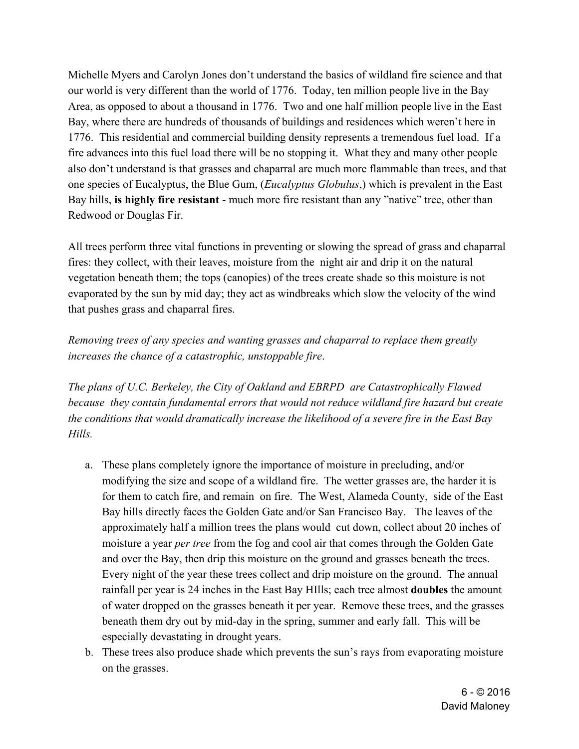Michelle Myers and Carolyn Jones don't understand the basics of wildland fire science and that our world is very different than the world of 1776. Today, ten million people live in the Bay Area, as opposed to about a thousand in 1776. Two and one half million people live in the East Bay, where there are hundreds of thousands of buildings and residences which weren't here in 1776. This residential and commercial building density represents a tremendous fuel load. If a fire advances into this fuel load there will be no stopping it. What they and many other people also don't understand is that grasses and chaparral are much more flammable than trees, and that one species of Eucalyptus, the Blue Gum, (*Eucalyptus Globulus*,) which is prevalent in the East Bay hills, **is highly fire resistant** - much more fire resistant than any "native" tree, other than Redwood or Douglas Fir.

All trees perform three vital functions in preventing or slowing the spread of grass and chaparral fires: they collect, with their leaves, moisture from the night air and drip it on the natural vegetation beneath them; the tops (canopies) of the trees create shade so this moisture is not evaporated by the sun by mid day; they act as windbreaks which slow the velocity of the wind that pushes grass and chaparral fires.

*Removing trees of any species and wanting grasses and chaparral to replace them greatly increases the chance of a catastrophic, unstoppable fire.*

*The plans of U.C. Berkeley, the City of Oakland and EBRPD are Catastrophically Flawed because they contain fundamental errors that would not reduce wildland fire hazard but create the conditions that would dramatically increase the likelihood of a severe fire in the East Bay Hills.*

a. These plans completely ignore the importance of moisture in precluding, and/or modifying the size and scope of a wildland fire. The wetter grasses are, the harder it is for them to catch fire, and remain on fire. The West, Alameda County, side of the East Bay hills directly faces the Golden Gate and/or San Francisco Bay. The leaves of the approximately half a million trees the plans would cut down, collect about 20 inches of moisture a year *per tree* from the fog and cool air that comes through the Golden Gate and over the Bay, then drip this moisture on the ground and grasses beneath the trees. Every night of the year these trees collect and drip moisture on the ground. The annual rainfall per year is 24 inches in the East Bay HIlls; each tree almost **doubles** the amount of water dropped on the grasses beneath it per year. Remove these trees, and the grasses beneath them dry out by mid-day in the spring, summer and early fall. This will be especially devastating in drought years.
b. These trees also produce shade which prevents the sun's rays from evaporating moisture on the grasses.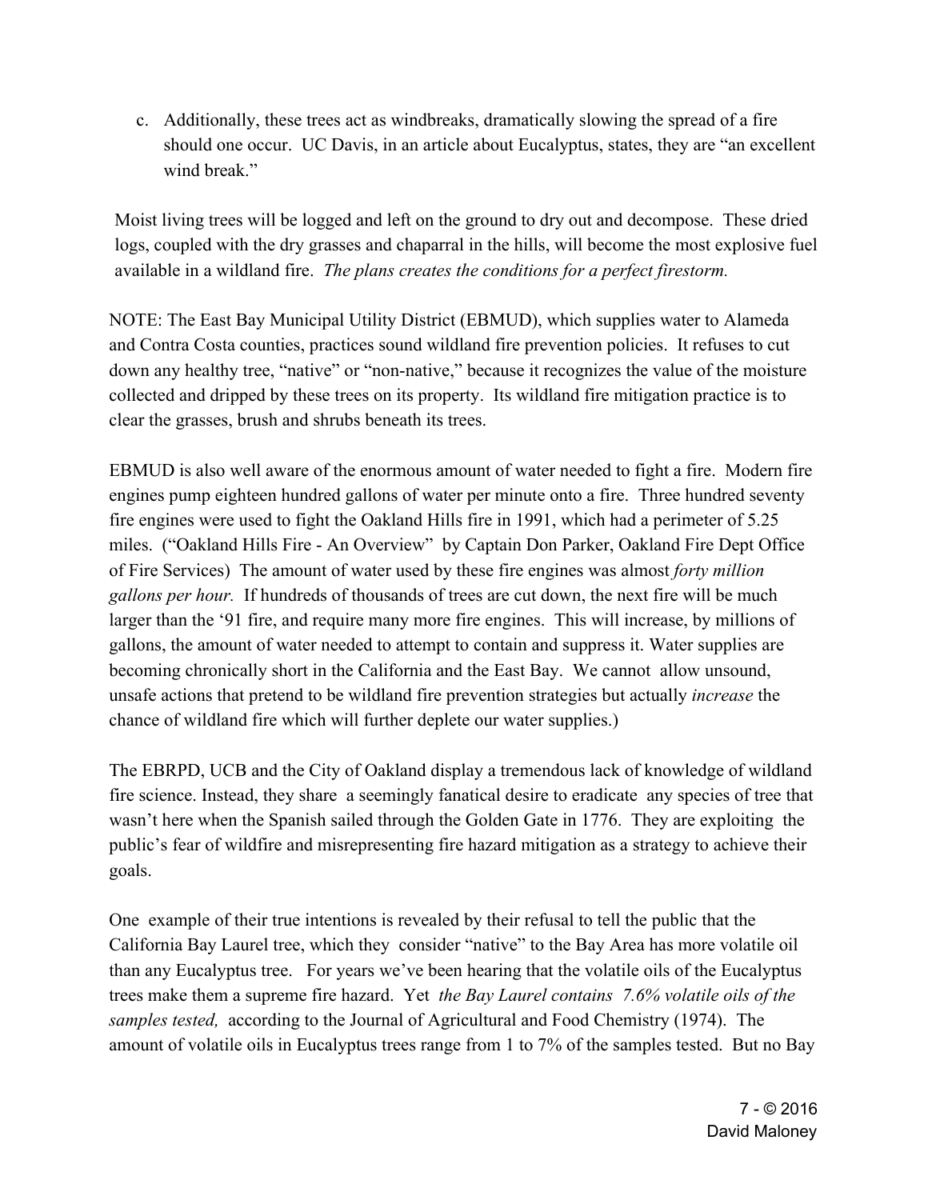c. Additionally, these trees act as windbreaks, dramatically slowing the spread of a fire should one occur. UC Davis, in an article about Eucalyptus, states, they are "an excellent wind break."

Moist living trees will be logged and left on the ground to dry out and decompose. These dried logs, coupled with the dry grasses and chaparral in the hills, will become the most explosive fuel available in a wildland fire. *The plans creates the conditions for a perfect firestorm.*

NOTE: The East Bay Municipal Utility District (EBMUD), which supplies water to Alameda and Contra Costa counties, practices sound wildland fire prevention policies. It refuses to cut down any healthy tree, "native" or "non-native," because it recognizes the value of the moisture collected and dripped by these trees on its property. Its wildland fire mitigation practice is to clear the grasses, brush and shrubs beneath its trees.

EBMUD is also well aware of the enormous amount of water needed to fight a fire. Modern fire engines pump eighteen hundred gallons of water per minute onto a fire. Three hundred seventy fire engines were used to fight the Oakland Hills fire in 1991, which had a perimeter of 5.25 miles. ("Oakland Hills Fire - An Overview" by Captain Don Parker, Oakland Fire Dept Office of Fire Services) The amount of water used by these fire engines was almost *forty million gallons per hour.* If hundreds of thousands of trees are cut down, the next fire will be much larger than the '91 fire, and require many more fire engines. This will increase, by millions of gallons, the amount of water needed to attempt to contain and suppress it. Water supplies are becoming chronically short in the California and the East Bay. We cannot allow unsound, unsafe actions that pretend to be wildland fire prevention strategies but actually *increase* the chance of wildland fire which will further deplete our water supplies.)

The EBRPD, UCB and the City of Oakland display a tremendous lack of knowledge of wildland fire science. Instead, they share a seemingly fanatical desire to eradicate any species of tree that wasn't here when the Spanish sailed through the Golden Gate in 1776. They are exploiting the public's fear of wildfire and misrepresenting fire hazard mitigation as a strategy to achieve their goals.

One example of their true intentions is revealed by their refusal to tell the public that the California Bay Laurel tree, which they consider "native" to the Bay Area has more volatile oil than any Eucalyptus tree. For years we've been hearing that the volatile oils of the Eucalyptus trees make them a supreme fire hazard. Yet *the Bay Laurel contains 7.6% volatile oils of the samples tested,* according to the Journal of Agricultural and Food Chemistry (1974). The amount of volatile oils in Eucalyptus trees range from 1 to 7% of the samples tested. But no Bay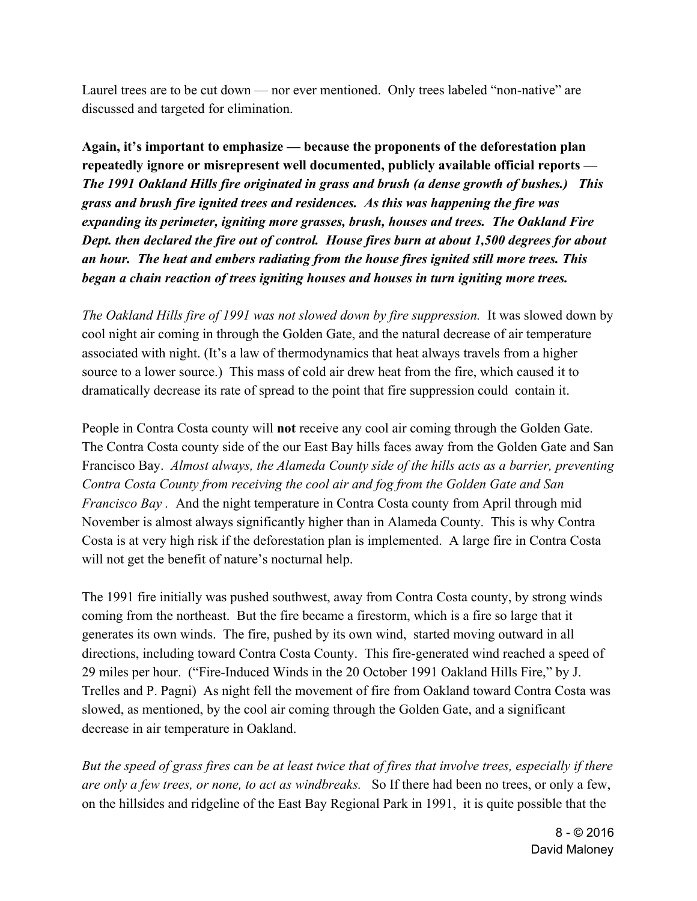Laurel trees are to be cut down — nor ever mentioned. Only trees labeled "non-native" are discussed and targeted for elimination.

**Again, it's important to emphasize — because the proponents of the deforestation plan repeatedly ignore or misrepresent well documented, publicly available official reports —** ***The 1991 Oakland Hills fire originated in grass and brush (a dense growth of bushes.) This grass and brush fire ignited trees and residences. As this was happening the fire was expanding its perimeter, igniting more grasses, brush, houses and trees. The Oakland Fire Dept. then declared the fire out of control. House fires burn at about 1,500 degrees for about an hour. The heat and embers radiating from the house fires ignited still more trees. This began a chain reaction of trees igniting houses and houses in turn igniting more trees.***

*The Oakland Hills fire of 1991 was not slowed down by fire suppression.* It was slowed down by cool night air coming in through the Golden Gate, and the natural decrease of air temperature associated with night. (It's a law of thermodynamics that heat always travels from a higher source to a lower source.) This mass of cold air drew heat from the fire, which caused it to dramatically decrease its rate of spread to the point that fire suppression could contain it.

People in Contra Costa county will **not** receive any cool air coming through the Golden Gate. The Contra Costa county side of the our East Bay hills faces away from the Golden Gate and San Francisco Bay. *Almost always, the Alameda County side of the hills acts as a barrier, preventing Contra Costa County from receiving the cool air and fog from the Golden Gate and San Francisco Bay .* And the night temperature in Contra Costa county from April through mid November is almost always significantly higher than in Alameda County. This is why Contra Costa is at very high risk if the deforestation plan is implemented. A large fire in Contra Costa will not get the benefit of nature's nocturnal help.

The 1991 fire initially was pushed southwest, away from Contra Costa county, by strong winds coming from the northeast. But the fire became a firestorm, which is a fire so large that it generates its own winds. The fire, pushed by its own wind, started moving outward in all directions, including toward Contra Costa County. This fire-generated wind reached a speed of 29 miles per hour. ("Fire-Induced Winds in the 20 October 1991 Oakland Hills Fire," by J. Trelles and P. Pagni) As night fell the movement of fire from Oakland toward Contra Costa was slowed, as mentioned, by the cool air coming through the Golden Gate, and a significant decrease in air temperature in Oakland.

*But the speed of grass fires can be at least twice that of fires that involve trees, especially if there are only a few trees, or none, to act as windbreaks.* So If there had been no trees, or only a few, on the hillsides and ridgeline of the East Bay Regional Park in 1991, it is quite possible that the

8 - © 2016 David Maloney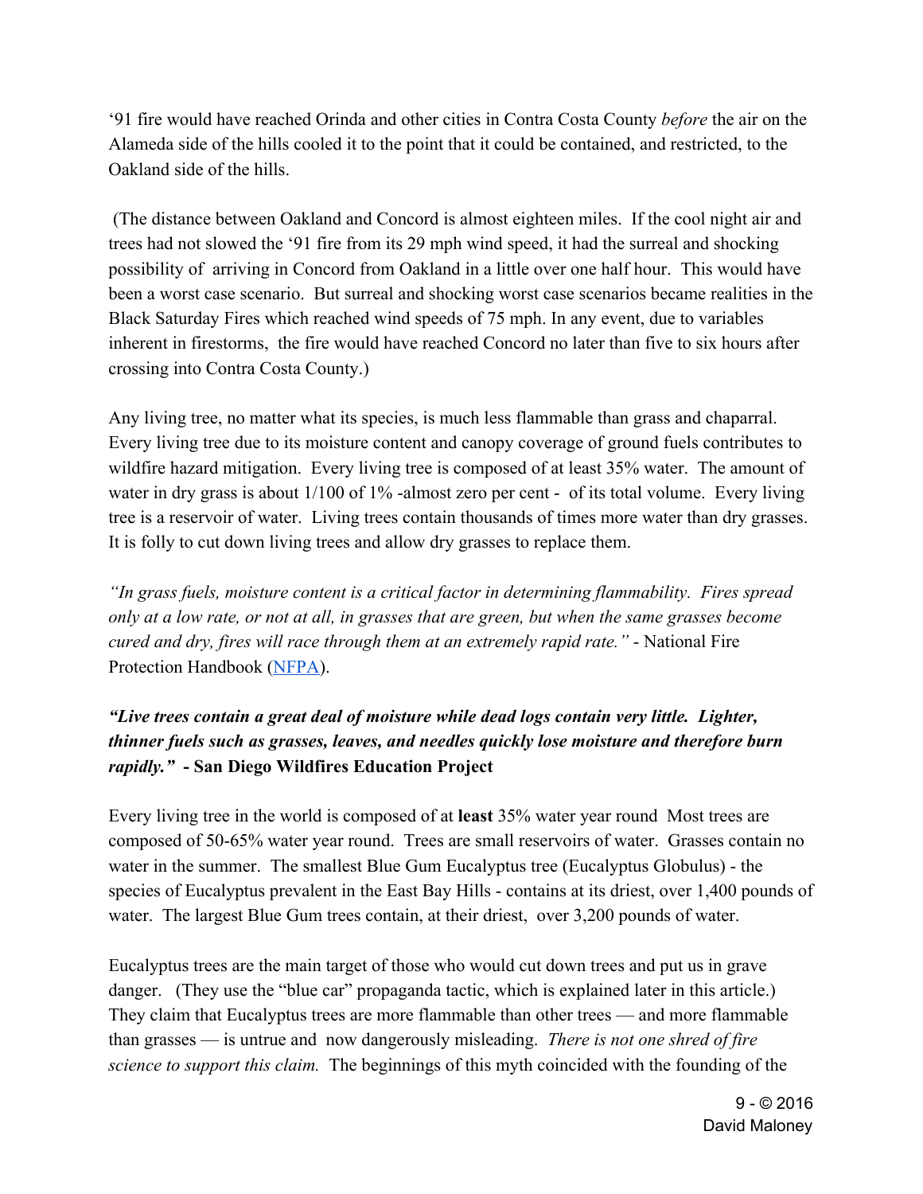'91 fire would have reached Orinda and other cities in Contra Costa County *before* the air on the Alameda side of the hills cooled it to the point that it could be contained, and restricted, to the Oakland side of the hills.

(The distance between Oakland and Concord is almost eighteen miles. If the cool night air and trees had not slowed the '91 fire from its 29 mph wind speed, it had the surreal and shocking possibility of arriving in Concord from Oakland in a little over one half hour. This would have been a worst case scenario. But surreal and shocking worst case scenarios became realities in the Black Saturday Fires which reached wind speeds of 75 mph. In any event, due to variables inherent in firestorms, the fire would have reached Concord no later than five to six hours after crossing into Contra Costa County.)

Any living tree, no matter what its species, is much less flammable than grass and chaparral. Every living tree due to its moisture content and canopy coverage of ground fuels contributes to wildfire hazard mitigation. Every living tree is composed of at least 35% water. The amount of water in dry grass is about 1/100 of 1% -almost zero per cent - of its total volume. Every living tree is a reservoir of water. Living trees contain thousands of times more water than dry grasses. It is folly to cut down living trees and allow dry grasses to replace them.

*"In grass fuels, moisture content is a critical factor in determining flammability. Fires spread only at a low rate, or not at all, in grasses that are green, but when the same grasses become cured and dry, fires will race through them at an extremely rapid rate."* - National Fire Protection Handbook (NFPA).

***"Live trees contain a great deal of moisture while dead logs contain very little. Lighter, thinner fuels such as grasses, leaves, and needles quickly lose moisture and therefore burn rapidly."*** **- San Diego Wildfires Education Project**

Every living tree in the world is composed of at **least** 35% water year round Most trees are composed of 50-65% water year round. Trees are small reservoirs of water. Grasses contain no water in the summer. The smallest Blue Gum Eucalyptus tree (Eucalyptus Globulus) - the species of Eucalyptus prevalent in the East Bay Hills - contains at its driest, over 1,400 pounds of water. The largest Blue Gum trees contain, at their driest, over 3,200 pounds of water.

Eucalyptus trees are the main target of those who would cut down trees and put us in grave danger. (They use the "blue car" propaganda tactic, which is explained later in this article.) They claim that Eucalyptus trees are more flammable than other trees — and more flammable than grasses — is untrue and now dangerously misleading. *There is not one shred of fire science to support this claim.* The beginnings of this myth coincided with the founding of the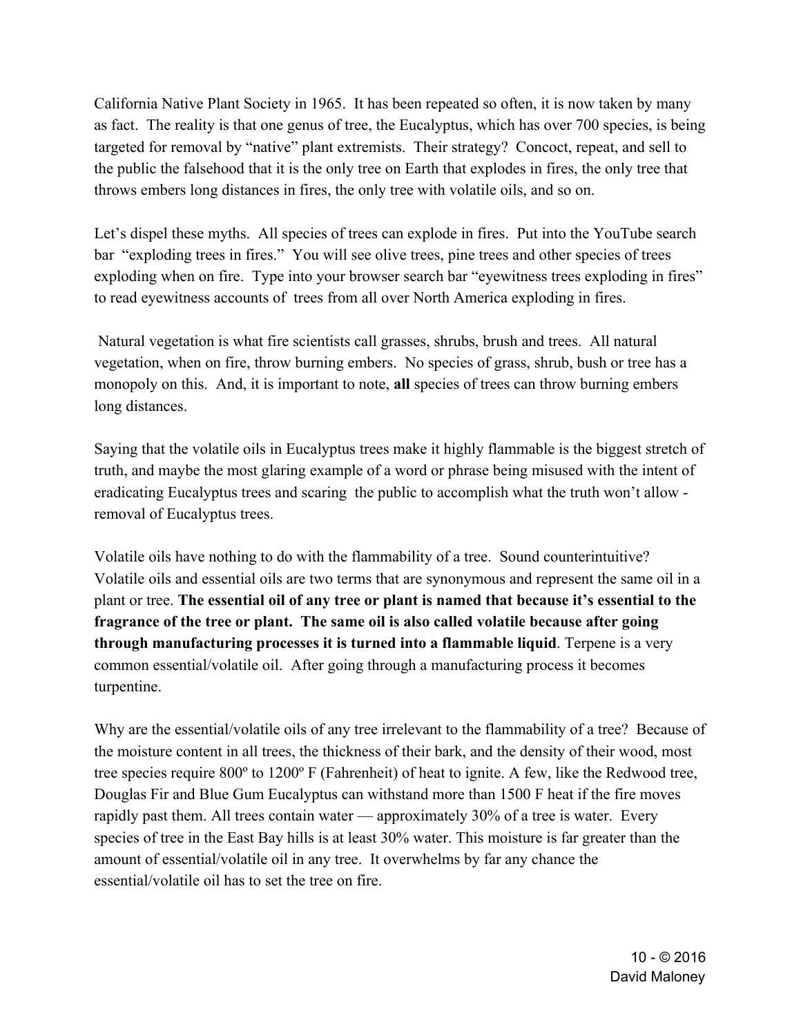California Native Plant Society in 1965. It has been repeated so often, it is now taken by many as fact. The reality is that one genus of tree, the Eucalyptus, which has over 700 species, is being targeted for removal by "native" plant extremists. Their strategy? Concoct, repeat, and sell to the public the falsehood that it is the only tree on Earth that explodes in fires, the only tree that throws embers long distances in fires, the only tree with volatile oils, and so on.

Let's dispel these myths. All species of trees can explode in fires. Put into the YouTube search bar "exploding trees in fires." You will see olive trees, pine trees and other species of trees exploding when on fire. Type into your browser search bar "eyewitness trees exploding in fires" to read eyewitness accounts of trees from all over North America exploding in fires.

Natural vegetation is what fire scientists call grasses, shrubs, brush and trees. All natural vegetation, when on fire, throw burning embers. No species of grass, shrub, bush or tree has a monopoly on this. And, it is important to note, **all** species of trees can throw burning embers long distances.

Saying that the volatile oils in Eucalyptus trees make it highly flammable is the biggest stretch of truth, and maybe the most glaring example of a word or phrase being misused with the intent of eradicating Eucalyptus trees and scaring the public to accomplish what the truth won't allow - removal of Eucalyptus trees.

Volatile oils have nothing to do with the flammability of a tree. Sound counterintuitive? Volatile oils and essential oils are two terms that are synonymous and represent the same oil in a plant or tree. **The essential oil of any tree or plant is named that because it's essential to the fragrance of the tree or plant. The same oil is also called volatile because after going through manufacturing processes it is turned into a flammable liquid**. Terpene is a very common essential/volatile oil. After going through a manufacturing process it becomes turpentine.

Why are the essential/volatile oils of any tree irrelevant to the flammability of a tree? Because of the moisture content in all trees, the thickness of their bark, and the density of their wood, most tree species require 800º to 1200º F (Fahrenheit) of heat to ignite. A few, like the Redwood tree, Douglas Fir and Blue Gum Eucalyptus can withstand more than 1500 F heat if the fire moves rapidly past them. All trees contain water — approximately 30% of a tree is water. Every species of tree in the East Bay hills is at least 30% water. This moisture is far greater than the amount of essential/volatile oil in any tree. It overwhelms by far any chance the essential/volatile oil has to set the tree on fire.

10 - © 2016 David Maloney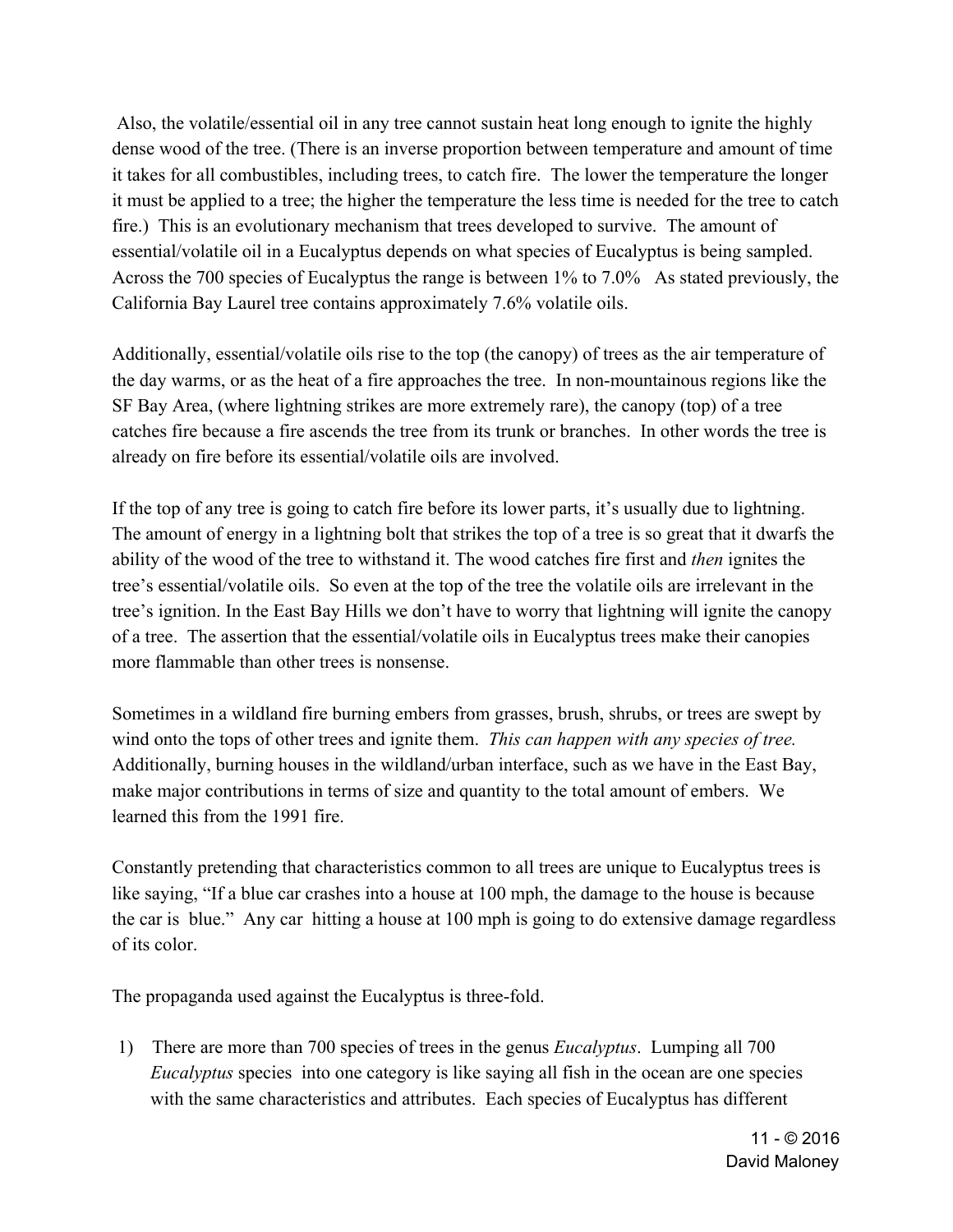Also, the volatile/essential oil in any tree cannot sustain heat long enough to ignite the highly dense wood of the tree. (There is an inverse proportion between temperature and amount of time it takes for all combustibles, including trees, to catch fire. The lower the temperature the longer it must be applied to a tree; the higher the temperature the less time is needed for the tree to catch fire.) This is an evolutionary mechanism that trees developed to survive. The amount of essential/volatile oil in a Eucalyptus depends on what species of Eucalyptus is being sampled. Across the 700 species of Eucalyptus the range is between 1% to 7.0% As stated previously, the California Bay Laurel tree contains approximately 7.6% volatile oils.

Additionally, essential/volatile oils rise to the top (the canopy) of trees as the air temperature of the day warms, or as the heat of a fire approaches the tree. In non-mountainous regions like the SF Bay Area, (where lightning strikes are more extremely rare), the canopy (top) of a tree catches fire because a fire ascends the tree from its trunk or branches. In other words the tree is already on fire before its essential/volatile oils are involved.

If the top of any tree is going to catch fire before its lower parts, it's usually due to lightning. The amount of energy in a lightning bolt that strikes the top of a tree is so great that it dwarfs the ability of the wood of the tree to withstand it. The wood catches fire first and *then* ignites the tree's essential/volatile oils. So even at the top of the tree the volatile oils are irrelevant in the tree's ignition. In the East Bay Hills we don't have to worry that lightning will ignite the canopy of a tree. The assertion that the essential/volatile oils in Eucalyptus trees make their canopies more flammable than other trees is nonsense.

Sometimes in a wildland fire burning embers from grasses, brush, shrubs, or trees are swept by wind onto the tops of other trees and ignite them. *This can happen with any species of tree.* Additionally, burning houses in the wildland/urban interface, such as we have in the East Bay, make major contributions in terms of size and quantity to the total amount of embers. We learned this from the 1991 fire.

Constantly pretending that characteristics common to all trees are unique to Eucalyptus trees is like saying, "If a blue car crashes into a house at 100 mph, the damage to the house is because the car is blue." Any car hitting a house at 100 mph is going to do extensive damage regardless of its color.

The propaganda used against the Eucalyptus is three-fold.

1) There are more than 700 species of trees in the genus *Eucalyptus*. Lumping all 700 *Eucalyptus* species into one category is like saying all fish in the ocean are one species with the same characteristics and attributes. Each species of Eucalyptus has different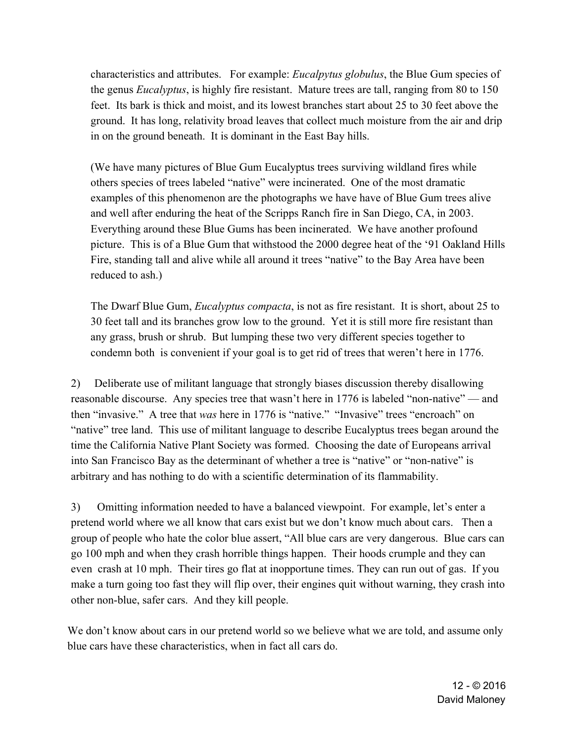characteristics and attributes. For example: *Eucalpytus globulus*, the Blue Gum species of the genus *Eucalyptus*, is highly fire resistant. Mature trees are tall, ranging from 80 to 150 feet. Its bark is thick and moist, and its lowest branches start about 25 to 30 feet above the ground. It has long, relativity broad leaves that collect much moisture from the air and drip in on the ground beneath. It is dominant in the East Bay hills.

(We have many pictures of Blue Gum Eucalyptus trees surviving wildland fires while others species of trees labeled "native" were incinerated. One of the most dramatic examples of this phenomenon are the photographs we have have of Blue Gum trees alive and well after enduring the heat of the Scripps Ranch fire in San Diego, CA, in 2003. Everything around these Blue Gums has been incinerated. We have another profound picture. This is of a Blue Gum that withstood the 2000 degree heat of the '91 Oakland Hills Fire, standing tall and alive while all around it trees "native" to the Bay Area have been reduced to ash.)

The Dwarf Blue Gum, *Eucalyptus compacta*, is not as fire resistant. It is short, about 25 to 30 feet tall and its branches grow low to the ground. Yet it is still more fire resistant than any grass, brush or shrub. But lumping these two very different species together to condemn both is convenient if your goal is to get rid of trees that weren't here in 1776.

2) Deliberate use of militant language that strongly biases discussion thereby disallowing reasonable discourse. Any species tree that wasn't here in 1776 is labeled "non-native" — and then "invasive." A tree that *was* here in 1776 is "native." "Invasive" trees "encroach" on "native" tree land. This use of militant language to describe Eucalyptus trees began around the time the California Native Plant Society was formed. Choosing the date of Europeans arrival into San Francisco Bay as the determinant of whether a tree is "native" or "non-native" is arbitrary and has nothing to do with a scientific determination of its flammability.

3) Omitting information needed to have a balanced viewpoint. For example, let's enter a pretend world where we all know that cars exist but we don't know much about cars. Then a group of people who hate the color blue assert, "All blue cars are very dangerous. Blue cars can go 100 mph and when they crash horrible things happen. Their hoods crumple and they can even crash at 10 mph. Their tires go flat at inopportune times. They can run out of gas. If you make a turn going too fast they will flip over, their engines quit without warning, they crash into other non-blue, safer cars. And they kill people.

We don't know about cars in our pretend world so we believe what we are told, and assume only blue cars have these characteristics, when in fact all cars do.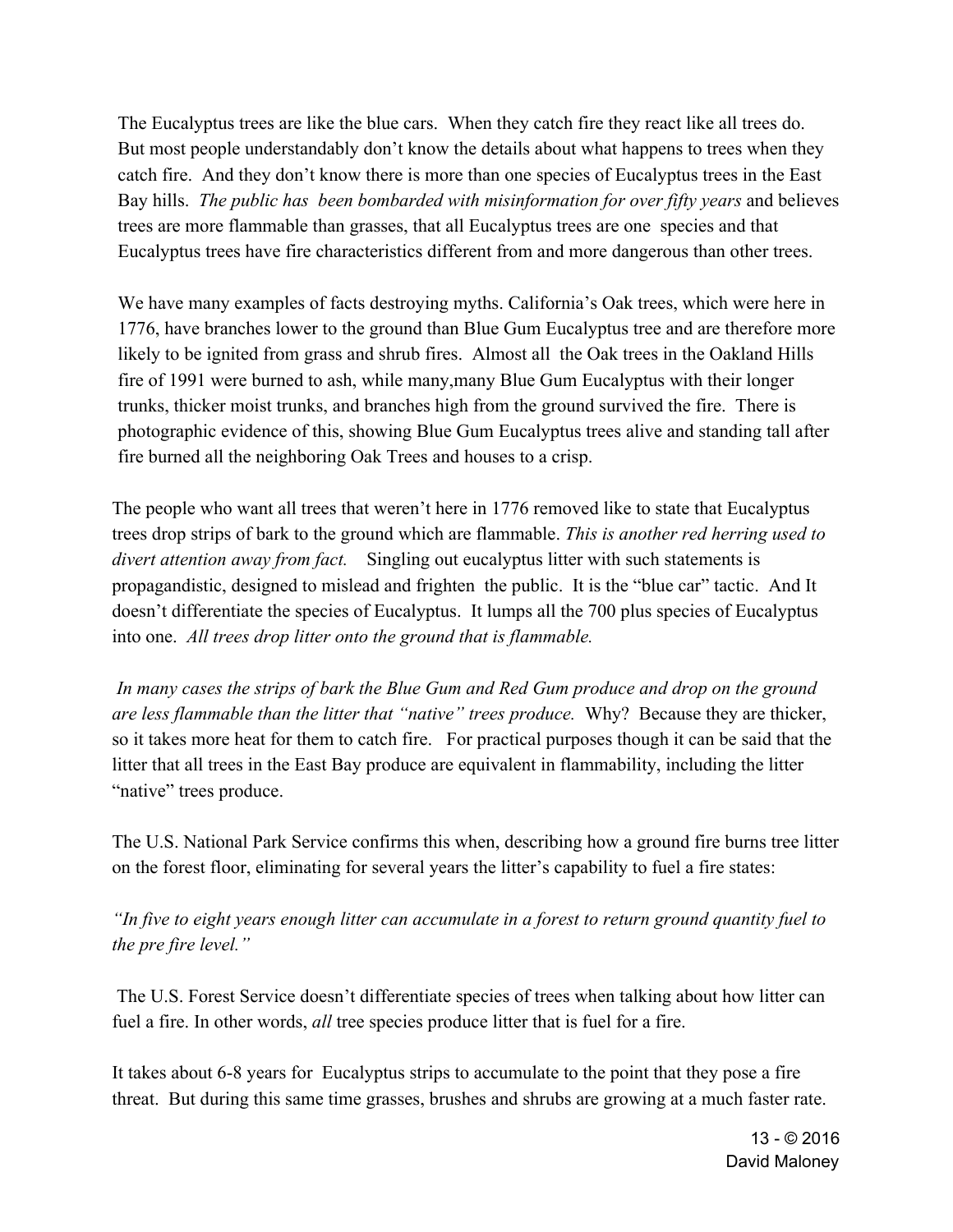The Eucalyptus trees are like the blue cars. When they catch fire they react like all trees do. But most people understandably don't know the details about what happens to trees when they catch fire. And they don't know there is more than one species of Eucalyptus trees in the East Bay hills. *The public has been bombarded with misinformation for over fifty years* and believes trees are more flammable than grasses, that all Eucalyptus trees are one species and that Eucalyptus trees have fire characteristics different from and more dangerous than other trees.

We have many examples of facts destroying myths. California's Oak trees, which were here in 1776, have branches lower to the ground than Blue Gum Eucalyptus tree and are therefore more likely to be ignited from grass and shrub fires. Almost all the Oak trees in the Oakland Hills fire of 1991 were burned to ash, while many,many Blue Gum Eucalyptus with their longer trunks, thicker moist trunks, and branches high from the ground survived the fire. There is photographic evidence of this, showing Blue Gum Eucalyptus trees alive and standing tall after fire burned all the neighboring Oak Trees and houses to a crisp.

The people who want all trees that weren't here in 1776 removed like to state that Eucalyptus trees drop strips of bark to the ground which are flammable. *This is another red herring used to divert attention away from fact.* Singling out eucalyptus litter with such statements is propagandistic, designed to mislead and frighten the public. It is the "blue car" tactic. And It doesn't differentiate the species of Eucalyptus. It lumps all the 700 plus species of Eucalyptus into one. *All trees drop litter onto the ground that is flammable.*

*In many cases the strips of bark the Blue Gum and Red Gum produce and drop on the ground are less flammable than the litter that "native" trees produce.* Why? Because they are thicker, so it takes more heat for them to catch fire. For practical purposes though it can be said that the litter that all trees in the East Bay produce are equivalent in flammability, including the litter "native" trees produce.

The U.S. National Park Service confirms this when, describing how a ground fire burns tree litter on the forest floor, eliminating for several years the litter's capability to fuel a fire states:

*"In five to eight years enough litter can accumulate in a forest to return ground quantity fuel to the pre fire level."*

The U.S. Forest Service doesn't differentiate species of trees when talking about how litter can fuel a fire. In other words, *all* tree species produce litter that is fuel for a fire.

It takes about 6-8 years for Eucalyptus strips to accumulate to the point that they pose a fire threat. But during this same time grasses, brushes and shrubs are growing at a much faster rate.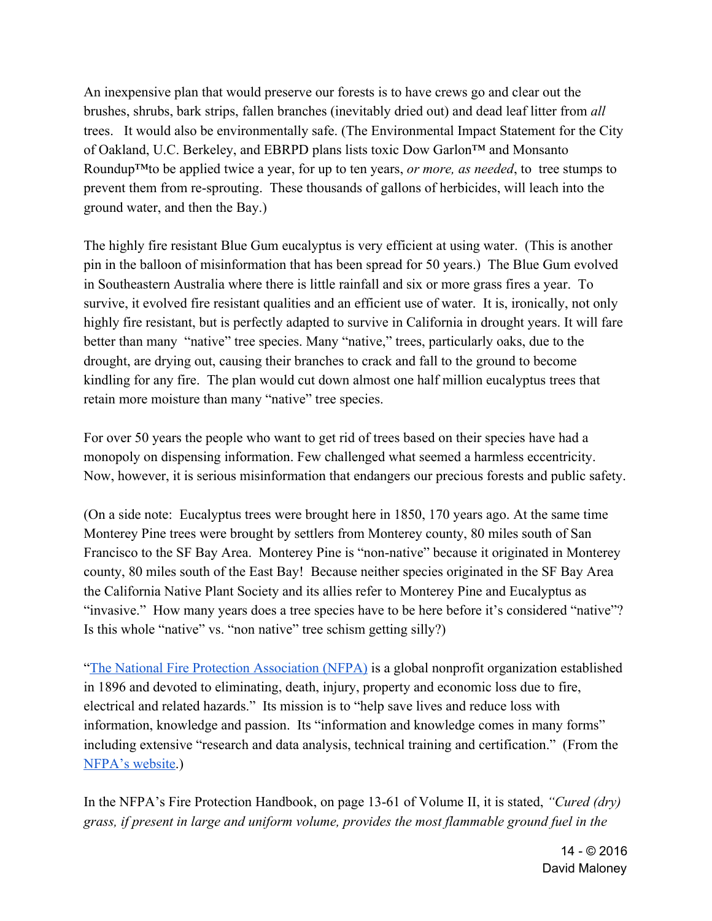An inexpensive plan that would preserve our forests is to have crews go and clear out the brushes, shrubs, bark strips, fallen branches (inevitably dried out) and dead leaf litter from *all* trees. It would also be environmentally safe. (The Environmental Impact Statement for the City of Oakland, U.C. Berkeley, and EBRPD plans lists toxic Dow Garlon™ and Monsanto Roundup™to be applied twice a year, for up to ten years, *or more, as needed*, to tree stumps to prevent them from re-sprouting. These thousands of gallons of herbicides, will leach into the ground water, and then the Bay.)

The highly fire resistant Blue Gum eucalyptus is very efficient at using water. (This is another pin in the balloon of misinformation that has been spread for 50 years.) The Blue Gum evolved in Southeastern Australia where there is little rainfall and six or more grass fires a year. To survive, it evolved fire resistant qualities and an efficient use of water. It is, ironically, not only highly fire resistant, but is perfectly adapted to survive in California in drought years. It will fare better than many "native" tree species. Many "native," trees, particularly oaks, due to the drought, are drying out, causing their branches to crack and fall to the ground to become kindling for any fire. The plan would cut down almost one half million eucalyptus trees that retain more moisture than many "native" tree species.

For over 50 years the people who want to get rid of trees based on their species have had a monopoly on dispensing information. Few challenged what seemed a harmless eccentricity. Now, however, it is serious misinformation that endangers our precious forests and public safety.

(On a side note: Eucalyptus trees were brought here in 1850, 170 years ago. At the same time Monterey Pine trees were brought by settlers from Monterey county, 80 miles south of San Francisco to the SF Bay Area. Monterey Pine is "non-native" because it originated in Monterey county, 80 miles south of the East Bay! Because neither species originated in the SF Bay Area the California Native Plant Society and its allies refer to Monterey Pine and Eucalyptus as "invasive." How many years does a tree species have to be here before it's considered "native"? Is this whole "native" vs. "non native" tree schism getting silly?)

"The National Fire Protection Association (NFPA) is a global nonprofit organization established in 1896 and devoted to eliminating, death, injury, property and economic loss due to fire, electrical and related hazards." Its mission is to "help save lives and reduce loss with information, knowledge and passion. Its "information and knowledge comes in many forms" including extensive "research and data analysis, technical training and certification." (From the NFPA's website.)

In the NFPA's Fire Protection Handbook, on page 13-61 of Volume II, it is stated, *"Cured (dry) grass, if present in large and uniform volume, provides the most flammable ground fuel in the*

14 - © 2016 David Maloney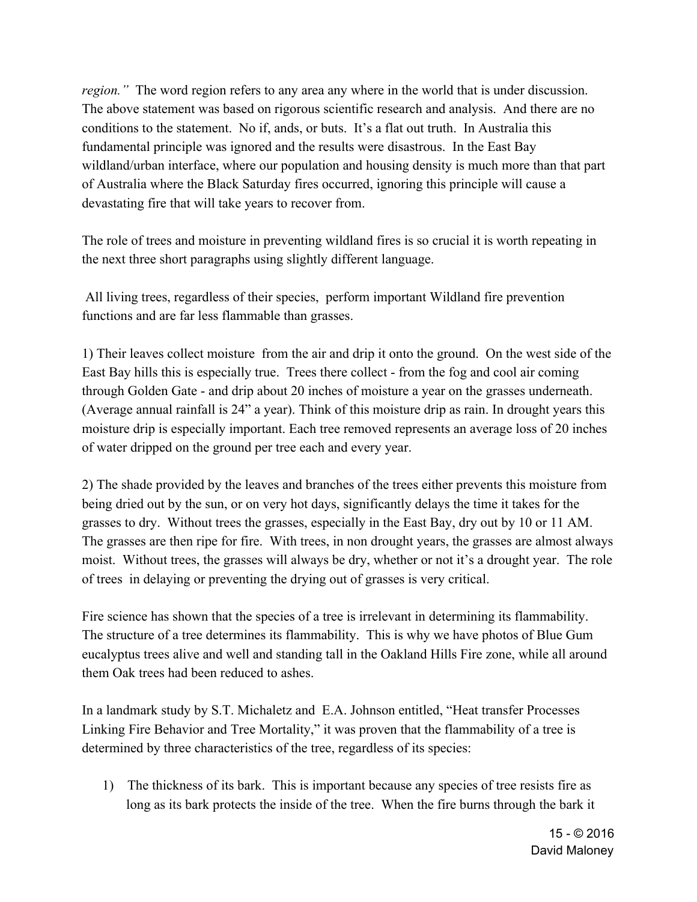*region."* The word region refers to any area any where in the world that is under discussion. The above statement was based on rigorous scientific research and analysis. And there are no conditions to the statement. No if, ands, or buts. It's a flat out truth. In Australia this fundamental principle was ignored and the results were disastrous. In the East Bay wildland/urban interface, where our population and housing density is much more than that part of Australia where the Black Saturday fires occurred, ignoring this principle will cause a devastating fire that will take years to recover from.

The role of trees and moisture in preventing wildland fires is so crucial it is worth repeating in the next three short paragraphs using slightly different language.

All living trees, regardless of their species, perform important Wildland fire prevention functions and are far less flammable than grasses.

1) Their leaves collect moisture from the air and drip it onto the ground. On the west side of the East Bay hills this is especially true. Trees there collect - from the fog and cool air coming through Golden Gate - and drip about 20 inches of moisture a year on the grasses underneath. (Average annual rainfall is 24" a year). Think of this moisture drip as rain. In drought years this moisture drip is especially important. Each tree removed represents an average loss of 20 inches of water dripped on the ground per tree each and every year.

2) The shade provided by the leaves and branches of the trees either prevents this moisture from being dried out by the sun, or on very hot days, significantly delays the time it takes for the grasses to dry. Without trees the grasses, especially in the East Bay, dry out by 10 or 11 AM. The grasses are then ripe for fire. With trees, in non drought years, the grasses are almost always moist. Without trees, the grasses will always be dry, whether or not it's a drought year. The role of trees in delaying or preventing the drying out of grasses is very critical.

Fire science has shown that the species of a tree is irrelevant in determining its flammability. The structure of a tree determines its flammability. This is why we have photos of Blue Gum eucalyptus trees alive and well and standing tall in the Oakland Hills Fire zone, while all around them Oak trees had been reduced to ashes.

In a landmark study by S.T. Michaletz and E.A. Johnson entitled, "Heat transfer Processes Linking Fire Behavior and Tree Mortality," it was proven that the flammability of a tree is determined by three characteristics of the tree, regardless of its species:

1) The thickness of its bark. This is important because any species of tree resists fire as long as its bark protects the inside of the tree. When the fire burns through the bark it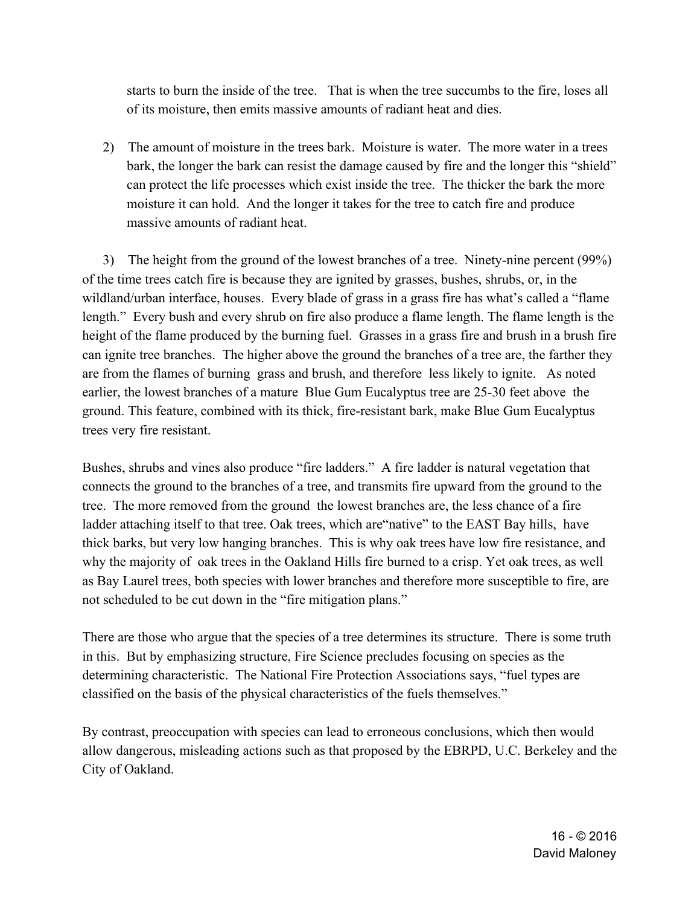starts to burn the inside of the tree.   That is when the tree succumbs to the fire, loses all of its moisture, then emits massive amounts of radiant heat and dies.

2) The amount of moisture in the trees bark.  Moisture is water.  The more water in a trees bark, the longer the bark can resist the damage caused by fire and the longer this "shield" can protect the life processes which exist inside the tree.  The thicker the bark the more moisture it can hold.  And the longer it takes for the tree to catch fire and produce massive amounts of radiant heat.

3) The height from the ground of the lowest branches of a tree.  Ninety-nine percent (99%) of the time trees catch fire is because they are ignited by grasses, bushes, shrubs, or, in the wildland/urban interface, houses.  Every blade of grass in a grass fire has what's called a "flame length."  Every bush and every shrub on fire also produce a flame length. The flame length is the height of the flame produced by the burning fuel.  Grasses in a grass fire and brush in a brush fire can ignite tree branches.  The higher above the ground the branches of a tree are, the farther they are from the flames of burning grass and brush, and therefore less likely to ignite.   As noted earlier, the lowest branches of a mature Blue Gum Eucalyptus tree are 25-30 feet above the ground. This feature, combined with its thick, fire-resistant bark, make Blue Gum Eucalyptus trees very fire resistant.

Bushes, shrubs and vines also produce "fire ladders."  A fire ladder is natural vegetation that connects the ground to the branches of a tree, and transmits fire upward from the ground to the tree.  The more removed from the ground the lowest branches are, the less chance of a fire ladder attaching itself to that tree. Oak trees, which are"native" to the EAST Bay hills, have thick barks, but very low hanging branches.  This is why oak trees have low fire resistance, and why the majority of oak trees in the Oakland Hills fire burned to a crisp. Yet oak trees, as well as Bay Laurel trees, both species with lower branches and therefore more susceptible to fire, are not scheduled to be cut down in the "fire mitigation plans."

There are those who argue that the species of a tree determines its structure.  There is some truth in this.  But by emphasizing structure, Fire Science precludes focusing on species as the determining characteristic.  The National Fire Protection Associations says, "fuel types are classified on the basis of the physical characteristics of the fuels themselves."

By contrast, preoccupation with species can lead to erroneous conclusions, which then would allow dangerous, misleading actions such as that proposed by the EBRPD, U.C. Berkeley and the City of Oakland.

16 - © 2016
David Maloney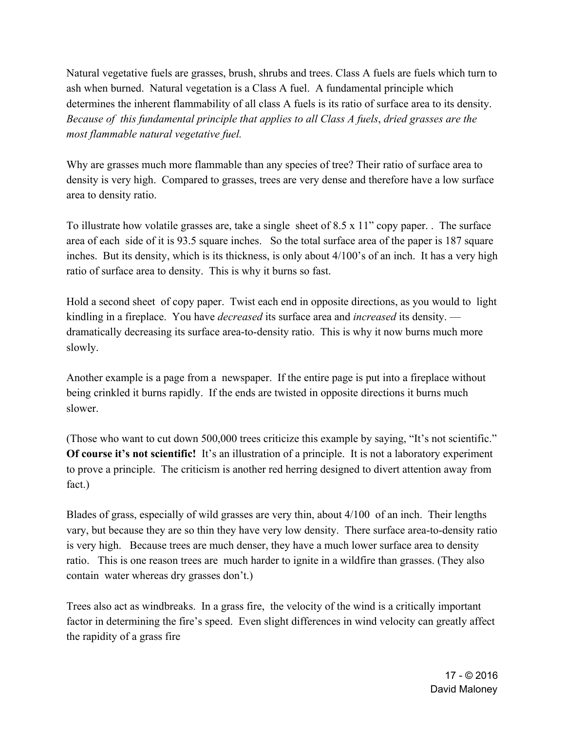Natural vegetative fuels are grasses, brush, shrubs and trees. Class A fuels are fuels which turn to ash when burned. Natural vegetation is a Class A fuel. A fundamental principle which determines the inherent flammability of all class A fuels is its ratio of surface area to its density. *Because of this fundamental principle that applies to all Class A fuels*, *dried grasses are the most flammable natural vegetative fuel.*

Why are grasses much more flammable than any species of tree? Their ratio of surface area to density is very high. Compared to grasses, trees are very dense and therefore have a low surface area to density ratio.

To illustrate how volatile grasses are, take a single sheet of 8.5 x 11" copy paper. . The surface area of each side of it is 93.5 square inches. So the total surface area of the paper is 187 square inches. But its density, which is its thickness, is only about 4/100's of an inch. It has a very high ratio of surface area to density. This is why it burns so fast.

Hold a second sheet of copy paper. Twist each end in opposite directions, as you would to light kindling in a fireplace. You have *decreased* its surface area and *increased* its density. — dramatically decreasing its surface area-to-density ratio. This is why it now burns much more slowly.

Another example is a page from a newspaper. If the entire page is put into a fireplace without being crinkled it burns rapidly. If the ends are twisted in opposite directions it burns much slower.

(Those who want to cut down 500,000 trees criticize this example by saying, "It's not scientific." **Of course it's not scientific!** It's an illustration of a principle. It is not a laboratory experiment to prove a principle. The criticism is another red herring designed to divert attention away from fact.)

Blades of grass, especially of wild grasses are very thin, about 4/100 of an inch. Their lengths vary, but because they are so thin they have very low density. There surface area-to-density ratio is very high. Because trees are much denser, they have a much lower surface area to density ratio. This is one reason trees are much harder to ignite in a wildfire than grasses. (They also contain water whereas dry grasses don't.)

Trees also act as windbreaks. In a grass fire, the velocity of the wind is a critically important factor in determining the fire's speed. Even slight differences in wind velocity can greatly affect the rapidity of a grass fire

17 - © 2016
David Maloney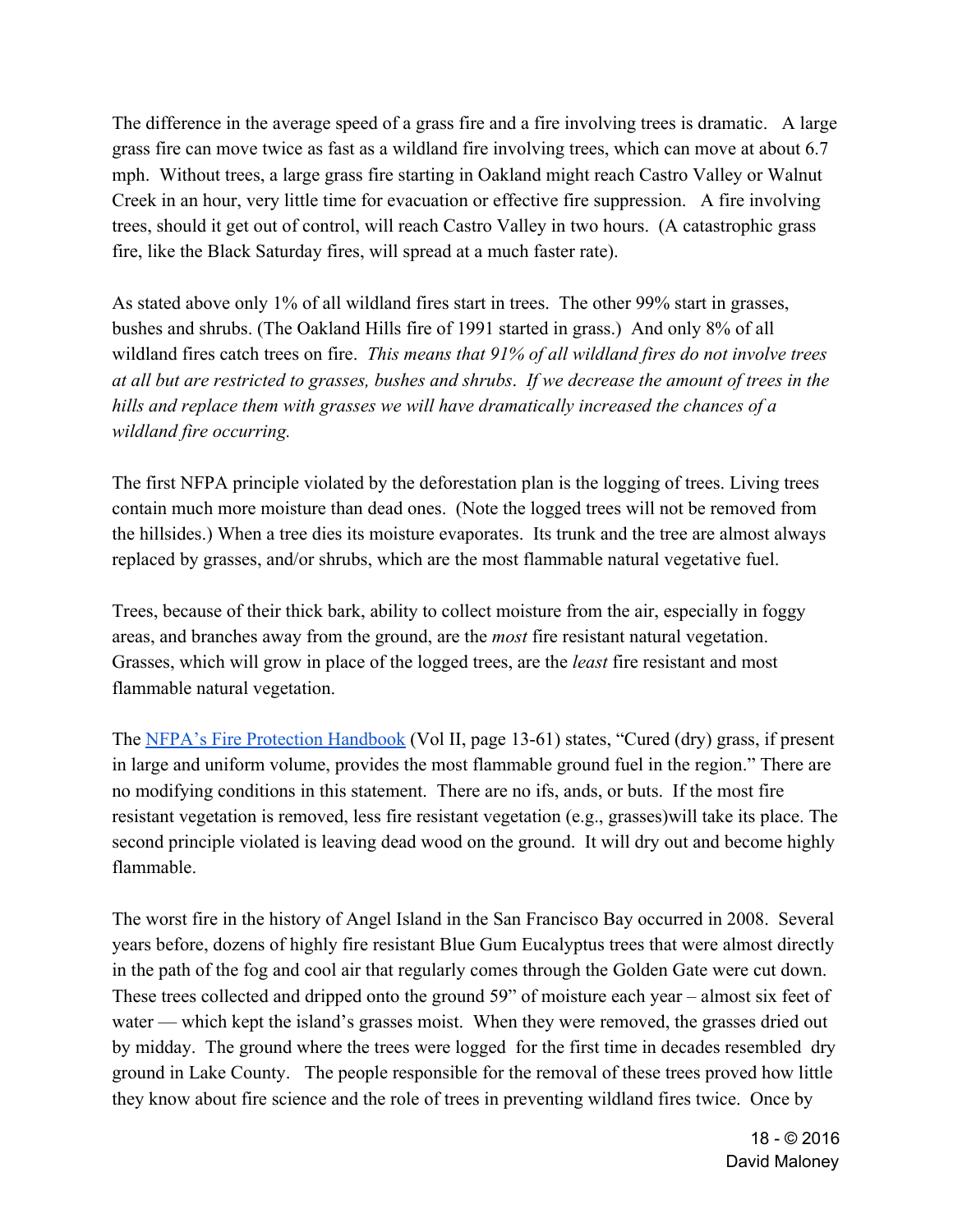The difference in the average speed of a grass fire and a fire involving trees is dramatic. A large grass fire can move twice as fast as a wildland fire involving trees, which can move at about 6.7 mph. Without trees, a large grass fire starting in Oakland might reach Castro Valley or Walnut Creek in an hour, very little time for evacuation or effective fire suppression. A fire involving trees, should it get out of control, will reach Castro Valley in two hours. (A catastrophic grass fire, like the Black Saturday fires, will spread at a much faster rate).

As stated above only 1% of all wildland fires start in trees. The other 99% start in grasses, bushes and shrubs. (The Oakland Hills fire of 1991 started in grass.) And only 8% of all wildland fires catch trees on fire. *This means that 91% of all wildland fires do not involve trees at all but are restricted to grasses, bushes and shrubs*. *If we decrease the amount of trees in the hills and replace them with grasses we will have dramatically increased the chances of a wildland fire occurring.*

The first NFPA principle violated by the deforestation plan is the logging of trees. Living trees contain much more moisture than dead ones. (Note the logged trees will not be removed from the hillsides.) When a tree dies its moisture evaporates. Its trunk and the tree are almost always replaced by grasses, and/or shrubs, which are the most flammable natural vegetative fuel.

Trees, because of their thick bark, ability to collect moisture from the air, especially in foggy areas, and branches away from the ground, are the *most* fire resistant natural vegetation. Grasses, which will grow in place of the logged trees, are the *least* fire resistant and most flammable natural vegetation.

The [NFPA's Fire Protection Handbook](NFPA's Fire Protection Handbook) (Vol II, page 13-61) states, "Cured (dry) grass, if present in large and uniform volume, provides the most flammable ground fuel in the region." There are no modifying conditions in this statement. There are no ifs, ands, or buts. If the most fire resistant vegetation is removed, less fire resistant vegetation (e.g., grasses)will take its place. The second principle violated is leaving dead wood on the ground. It will dry out and become highly flammable.

The worst fire in the history of Angel Island in the San Francisco Bay occurred in 2008. Several years before, dozens of highly fire resistant Blue Gum Eucalyptus trees that were almost directly in the path of the fog and cool air that regularly comes through the Golden Gate were cut down. These trees collected and dripped onto the ground 59" of moisture each year – almost six feet of water — which kept the island's grasses moist. When they were removed, the grasses dried out by midday. The ground where the trees were logged for the first time in decades resembled dry ground in Lake County. The people responsible for the removal of these trees proved how little they know about fire science and the role of trees in preventing wildland fires twice. Once by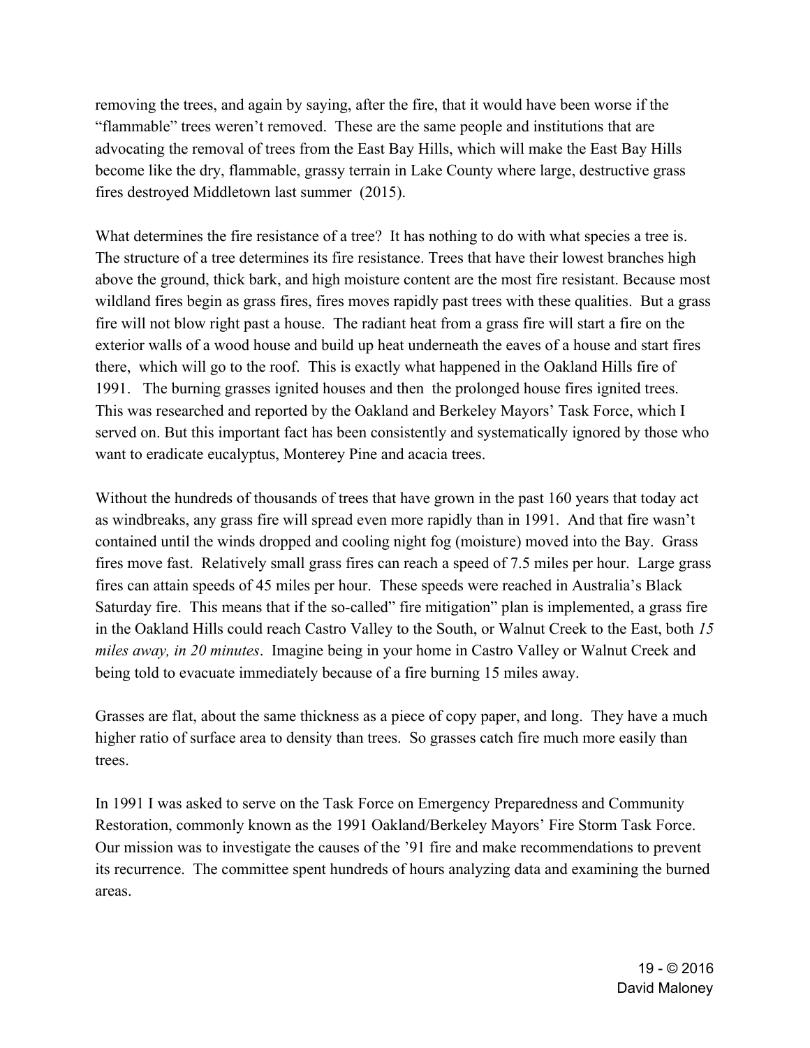removing the trees, and again by saying, after the fire, that it would have been worse if the "flammable" trees weren't removed. These are the same people and institutions that are advocating the removal of trees from the East Bay Hills, which will make the East Bay Hills become like the dry, flammable, grassy terrain in Lake County where large, destructive grass fires destroyed Middletown last summer (2015).

What determines the fire resistance of a tree? It has nothing to do with what species a tree is. The structure of a tree determines its fire resistance. Trees that have their lowest branches high above the ground, thick bark, and high moisture content are the most fire resistant. Because most wildland fires begin as grass fires, fires moves rapidly past trees with these qualities. But a grass fire will not blow right past a house. The radiant heat from a grass fire will start a fire on the exterior walls of a wood house and build up heat underneath the eaves of a house and start fires there, which will go to the roof. This is exactly what happened in the Oakland Hills fire of 1991. The burning grasses ignited houses and then the prolonged house fires ignited trees. This was researched and reported by the Oakland and Berkeley Mayors' Task Force, which I served on. But this important fact has been consistently and systematically ignored by those who want to eradicate eucalyptus, Monterey Pine and acacia trees.

Without the hundreds of thousands of trees that have grown in the past 160 years that today act as windbreaks, any grass fire will spread even more rapidly than in 1991. And that fire wasn't contained until the winds dropped and cooling night fog (moisture) moved into the Bay. Grass fires move fast. Relatively small grass fires can reach a speed of 7.5 miles per hour. Large grass fires can attain speeds of 45 miles per hour. These speeds were reached in Australia's Black Saturday fire. This means that if the so-called" fire mitigation" plan is implemented, a grass fire in the Oakland Hills could reach Castro Valley to the South, or Walnut Creek to the East, both *15 miles away, in 20 minutes*. Imagine being in your home in Castro Valley or Walnut Creek and being told to evacuate immediately because of a fire burning 15 miles away.

Grasses are flat, about the same thickness as a piece of copy paper, and long. They have a much higher ratio of surface area to density than trees. So grasses catch fire much more easily than trees.

In 1991 I was asked to serve on the Task Force on Emergency Preparedness and Community Restoration, commonly known as the 1991 Oakland/Berkeley Mayors' Fire Storm Task Force. Our mission was to investigate the causes of the '91 fire and make recommendations to prevent its recurrence. The committee spent hundreds of hours analyzing data and examining the burned areas.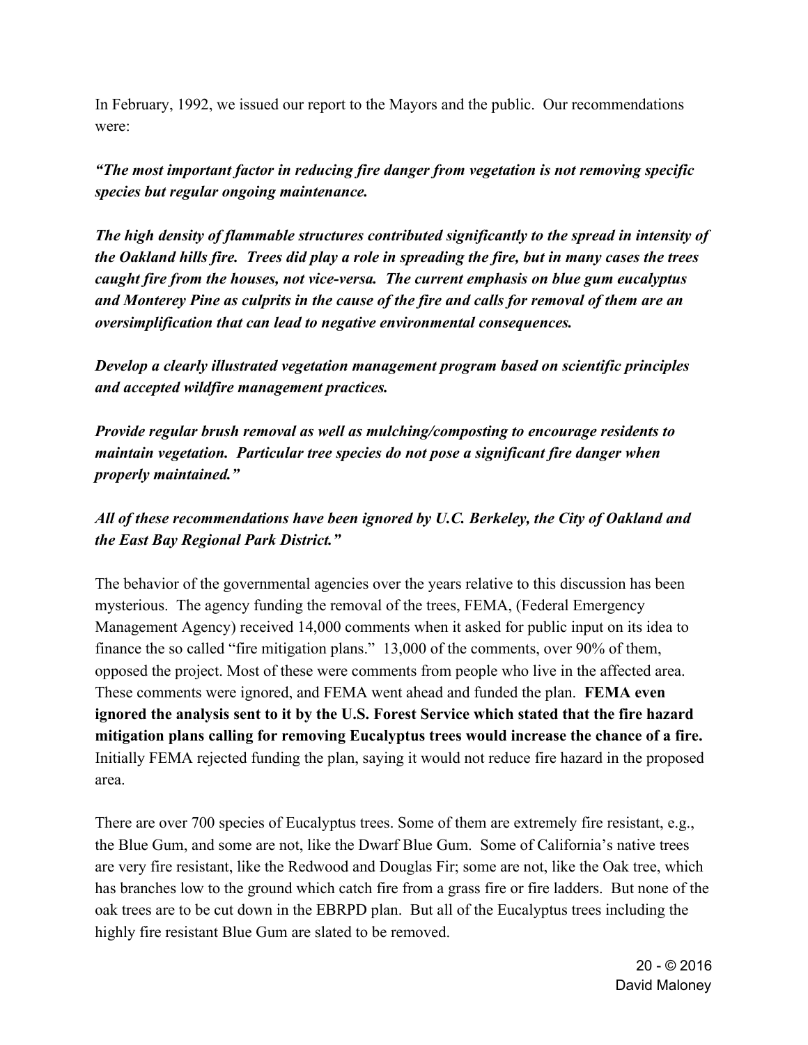In February, 1992, we issued our report to the Mayors and the public. Our recommendations were:

***"The most important factor in reducing fire danger from vegetation is not removing specific species but regular ongoing maintenance.***

***The high density of flammable structures contributed significantly to the spread in intensity of the Oakland hills fire. Trees did play a role in spreading the fire, but in many cases the trees caught fire from the houses, not vice-versa. The current emphasis on blue gum eucalyptus and Monterey Pine as culprits in the cause of the fire and calls for removal of them are an oversimplification that can lead to negative environmental consequences.***

***Develop a clearly illustrated vegetation management program based on scientific principles and accepted wildfire management practices.***

***Provide regular brush removal as well as mulching/composting to encourage residents to maintain vegetation. Particular tree species do not pose a significant fire danger when properly maintained."***

***All of these recommendations have been ignored by U.C. Berkeley, the City of Oakland and the East Bay Regional Park District."***

The behavior of the governmental agencies over the years relative to this discussion has been mysterious. The agency funding the removal of the trees, FEMA, (Federal Emergency Management Agency) received 14,000 comments when it asked for public input on its idea to finance the so called "fire mitigation plans." 13,000 of the comments, over 90% of them, opposed the project. Most of these were comments from people who live in the affected area. These comments were ignored, and FEMA went ahead and funded the plan. **FEMA even ignored the analysis sent to it by the U.S. Forest Service which stated that the fire hazard mitigation plans calling for removing Eucalyptus trees would increase the chance of a fire.** Initially FEMA rejected funding the plan, saying it would not reduce fire hazard in the proposed area.

There are over 700 species of Eucalyptus trees. Some of them are extremely fire resistant, e.g., the Blue Gum, and some are not, like the Dwarf Blue Gum. Some of California's native trees are very fire resistant, like the Redwood and Douglas Fir; some are not, like the Oak tree, which has branches low to the ground which catch fire from a grass fire or fire ladders. But none of the oak trees are to be cut down in the EBRPD plan. But all of the Eucalyptus trees including the highly fire resistant Blue Gum are slated to be removed.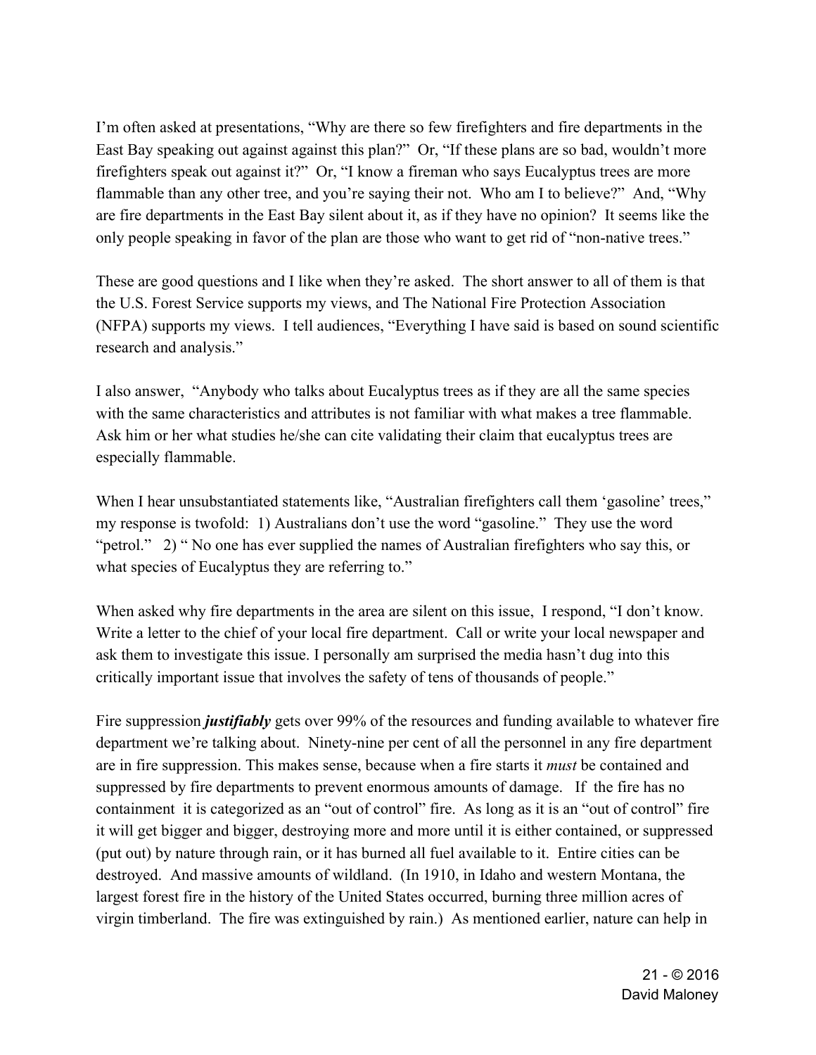I'm often asked at presentations, "Why are there so few firefighters and fire departments in the East Bay speaking out against against this plan?" Or, "If these plans are so bad, wouldn't more firefighters speak out against it?" Or, "I know a fireman who says Eucalyptus trees are more flammable than any other tree, and you're saying their not. Who am I to believe?" And, "Why are fire departments in the East Bay silent about it, as if they have no opinion? It seems like the only people speaking in favor of the plan are those who want to get rid of "non-native trees."

These are good questions and I like when they're asked. The short answer to all of them is that the U.S. Forest Service supports my views, and The National Fire Protection Association (NFPA) supports my views. I tell audiences, "Everything I have said is based on sound scientific research and analysis."

I also answer, "Anybody who talks about Eucalyptus trees as if they are all the same species with the same characteristics and attributes is not familiar with what makes a tree flammable. Ask him or her what studies he/she can cite validating their claim that eucalyptus trees are especially flammable.

When I hear unsubstantiated statements like, "Australian firefighters call them 'gasoline' trees," my response is twofold: 1) Australians don't use the word "gasoline." They use the word "petrol." 2) " No one has ever supplied the names of Australian firefighters who say this, or what species of Eucalyptus they are referring to."

When asked why fire departments in the area are silent on this issue, I respond, "I don't know. Write a letter to the chief of your local fire department. Call or write your local newspaper and ask them to investigate this issue. I personally am surprised the media hasn't dug into this critically important issue that involves the safety of tens of thousands of people."

Fire suppression ***justifiably*** gets over 99% of the resources and funding available to whatever fire department we're talking about. Ninety-nine per cent of all the personnel in any fire department are in fire suppression. This makes sense, because when a fire starts it *must* be contained and suppressed by fire departments to prevent enormous amounts of damage. If the fire has no containment it is categorized as an "out of control" fire. As long as it is an "out of control" fire it will get bigger and bigger, destroying more and more until it is either contained, or suppressed (put out) by nature through rain, or it has burned all fuel available to it. Entire cities can be destroyed. And massive amounts of wildland. (In 1910, in Idaho and western Montana, the largest forest fire in the history of the United States occurred, burning three million acres of virgin timberland. The fire was extinguished by rain.) As mentioned earlier, nature can help in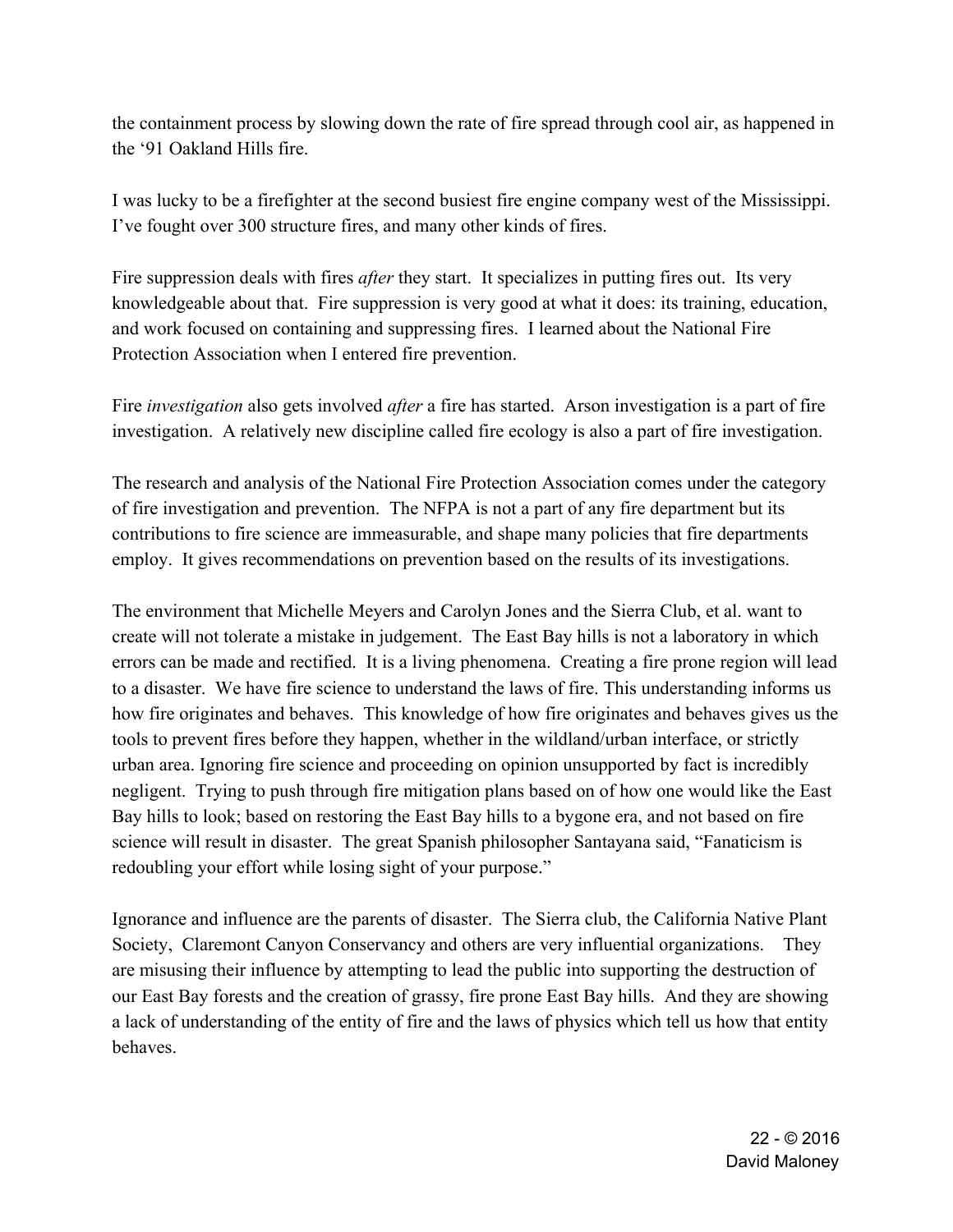the containment process by slowing down the rate of fire spread through cool air, as happened in the '91 Oakland Hills fire.

I was lucky to be a firefighter at the second busiest fire engine company west of the Mississippi. I've fought over 300 structure fires, and many other kinds of fires.

Fire suppression deals with fires *after* they start. It specializes in putting fires out. Its very knowledgeable about that. Fire suppression is very good at what it does: its training, education, and work focused on containing and suppressing fires. I learned about the National Fire Protection Association when I entered fire prevention.

Fire *investigation* also gets involved *after* a fire has started. Arson investigation is a part of fire investigation. A relatively new discipline called fire ecology is also a part of fire investigation.

The research and analysis of the National Fire Protection Association comes under the category of fire investigation and prevention. The NFPA is not a part of any fire department but its contributions to fire science are immeasurable, and shape many policies that fire departments employ. It gives recommendations on prevention based on the results of its investigations.

The environment that Michelle Meyers and Carolyn Jones and the Sierra Club, et al. want to create will not tolerate a mistake in judgement. The East Bay hills is not a laboratory in which errors can be made and rectified. It is a living phenomena. Creating a fire prone region will lead to a disaster. We have fire science to understand the laws of fire. This understanding informs us how fire originates and behaves. This knowledge of how fire originates and behaves gives us the tools to prevent fires before they happen, whether in the wildland/urban interface, or strictly urban area. Ignoring fire science and proceeding on opinion unsupported by fact is incredibly negligent. Trying to push through fire mitigation plans based on of how one would like the East Bay hills to look; based on restoring the East Bay hills to a bygone era, and not based on fire science will result in disaster. The great Spanish philosopher Santayana said, "Fanaticism is redoubling your effort while losing sight of your purpose."

Ignorance and influence are the parents of disaster. The Sierra club, the California Native Plant Society, Claremont Canyon Conservancy and others are very influential organizations. They are misusing their influence by attempting to lead the public into supporting the destruction of our East Bay forests and the creation of grassy, fire prone East Bay hills. And they are showing a lack of understanding of the entity of fire and the laws of physics which tell us how that entity behaves.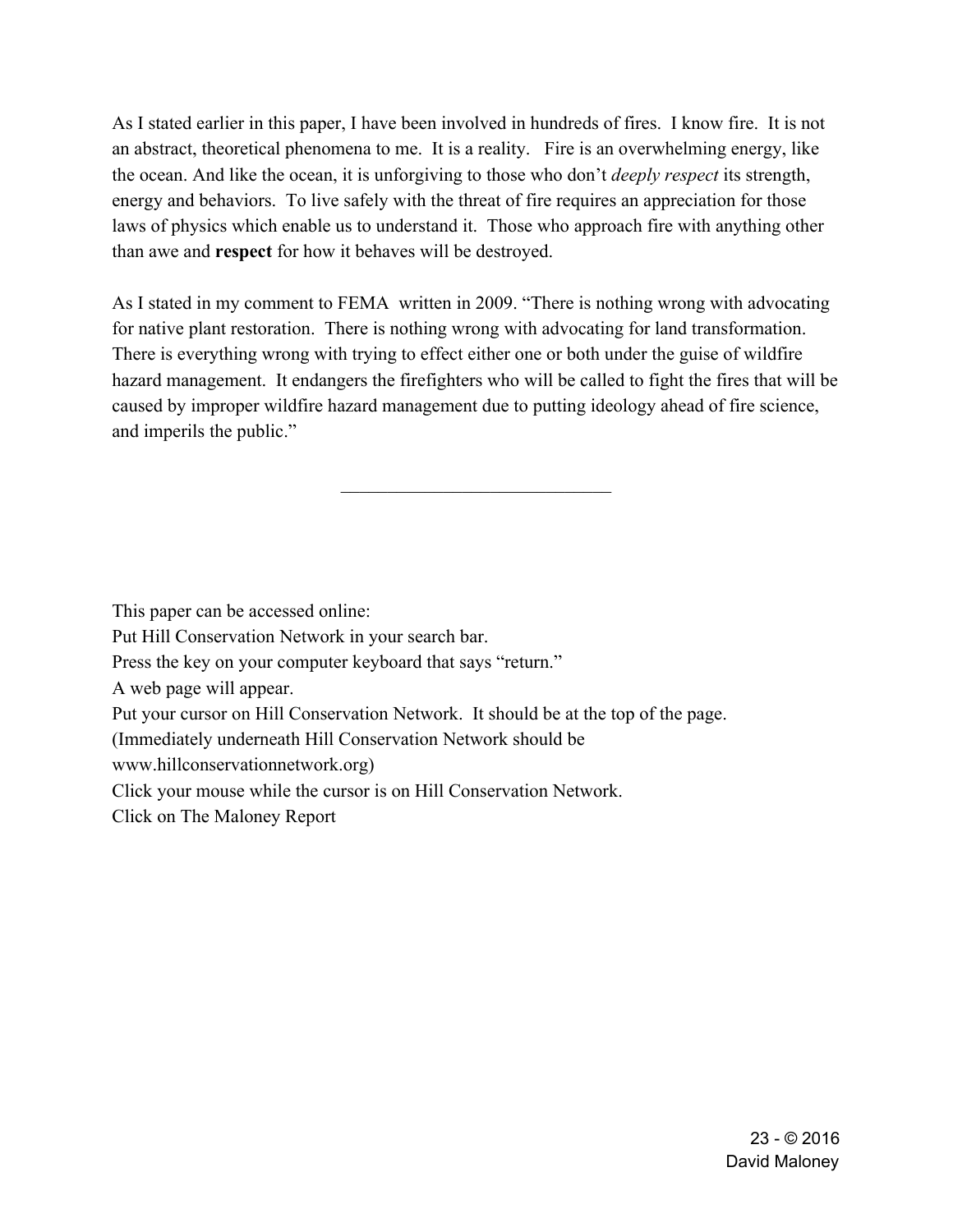As I stated earlier in this paper, I have been involved in hundreds of fires. I know fire. It is not an abstract, theoretical phenomena to me. It is a reality. Fire is an overwhelming energy, like the ocean. And like the ocean, it is unforgiving to those who don't *deeply respect* its strength, energy and behaviors. To live safely with the threat of fire requires an appreciation for those laws of physics which enable us to understand it. Those who approach fire with anything other than awe and **respect** for how it behaves will be destroyed.

As I stated in my comment to FEMA written in 2009. "There is nothing wrong with advocating for native plant restoration. There is nothing wrong with advocating for land transformation. There is everything wrong with trying to effect either one or both under the guise of wildfire hazard management. It endangers the firefighters who will be called to fight the fires that will be caused by improper wildfire hazard management due to putting ideology ahead of fire science, and imperils the public."

---

This paper can be accessed online:
Put Hill Conservation Network in your search bar.
Press the key on your computer keyboard that says "return."
A web page will appear.
Put your cursor on Hill Conservation Network. It should be at the top of the page.
(Immediately underneath Hill Conservation Network should be
www.hillconservationnetwork.org)
Click your mouse while the cursor is on Hill Conservation Network.
Click on The Maloney Report

© 2016
David Maloney